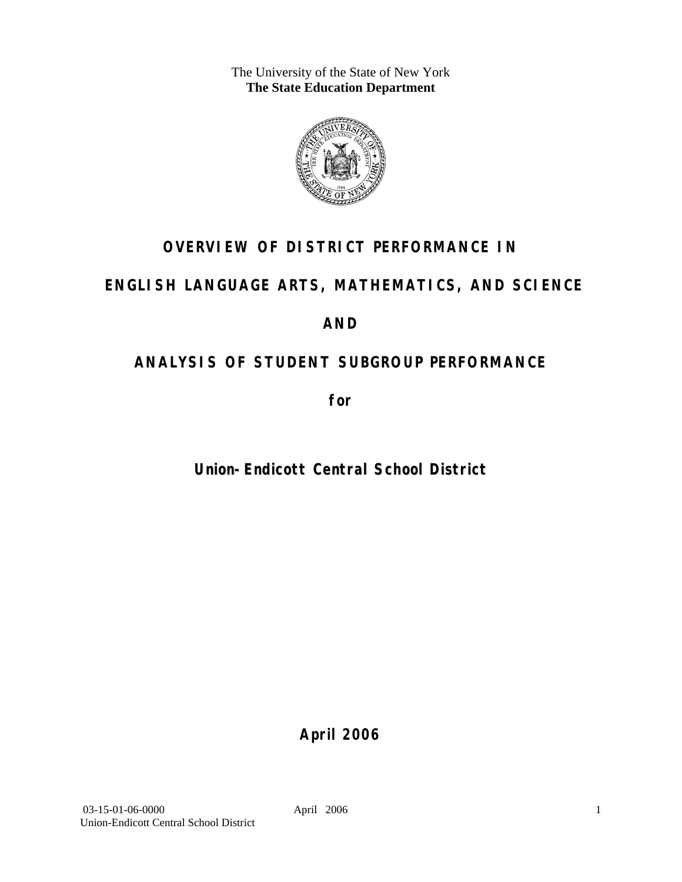The University of the State of New York
**The State Education Department**

# OVERVIEW OF DISTRICT PERFORMANCE IN

# ENGLISH LANGUAGE ARTS, MATHEMATICS, AND SCIENCE

# AND

# ANALYSIS OF STUDENT SUBGROUP PERFORMANCE

**for**

## Union-Endicott Central School District

**April 2006**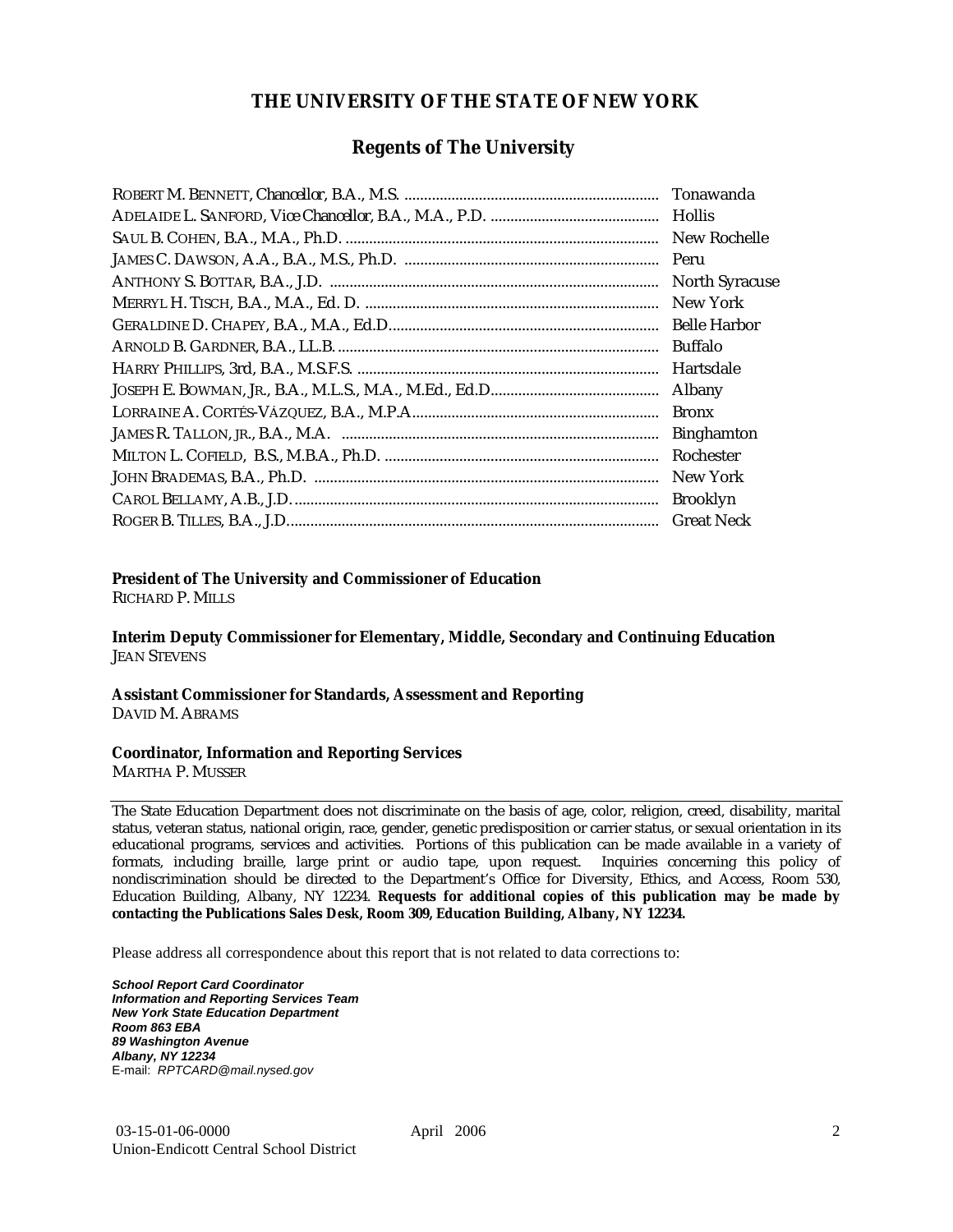# THE UNIVERSITY OF THE STATE OF NEW YORK

## Regents of The University

| | |
|---|---|
| ROBERT M. BENNETT, *Chancellor*, B.A., M.S. | Tonawanda |
| ADELAIDE L. SANFORD, *Vice Chancellor*, B.A., M.A., P.D. | Hollis |
| SAUL B. COHEN, B.A., M.A., Ph.D. | New Rochelle |
| JAMES C. DAWSON, A.A., B.A., M.S., Ph.D. | Peru |
| ANTHONY S. BOTTAR, B.A., J.D. | North Syracuse |
| MERRYL H. TISCH, B.A., M.A., Ed. D. | New York |
| GERALDINE D. CHAPEY, B.A., M.A., Ed.D. | Belle Harbor |
| ARNOLD B. GARDNER, B.A., LL.B. | Buffalo |
| HARRY PHILLIPS, 3rd, B.A., M.S.F.S. | Hartsdale |
| JOSEPH E. BOWMAN, JR., B.A., M.L.S., M.A., M.Ed., Ed.D. | Albany |
| LORRAINE A. CORTÉS-VÁZQUEZ, B.A., M.P.A. | Bronx |
| JAMES R. TALLON, JR., B.A., M.A. | Binghamton |
| MILTON L. COFIELD, B.S., M.B.A., Ph.D. | Rochester |
| JOHN BRADEMAS, B.A., Ph.D. | New York |
| CAROL BELLAMY, A.B., J.D. | Brooklyn |
| ROGER B. TILLES, B.A., J.D. | Great Neck |

**President of The University and Commissioner of Education**
RICHARD P. MILLS

**Interim Deputy Commissioner for Elementary, Middle, Secondary and Continuing Education**
JEAN STEVENS

**Assistant Commissioner for Standards, Assessment and Reporting**
DAVID M. ABRAMS

**Coordinator, Information and Reporting Services**
MARTHA P. MUSSER

---

The State Education Department does not discriminate on the basis of age, color, religion, creed, disability, marital status, veteran status, national origin, race, gender, genetic predisposition or carrier status, or sexual orientation in its educational programs, services and activities. Portions of this publication can be made available in a variety of formats, including braille, large print or audio tape, upon request. Inquiries concerning this policy of nondiscrimination should be directed to the Department's Office for Diversity, Ethics, and Access, Room 530, Education Building, Albany, NY 12234. **Requests for additional copies of this publication may be made by contacting the Publications Sales Desk, Room 309, Education Building, Albany, NY 12234.**

Please address all correspondence about this report that is not related to data corrections to:

***School Report Card Coordinator***
***Information and Reporting Services Team***
***New York State Education Department***
***Room 863 EBA***
***89 Washington Avenue***
***Albany, NY 12234***
E-mail: *RPTCARD@mail.nysed.gov*

03-15-01-06-0000 April 2006
Union-Endicott Central School District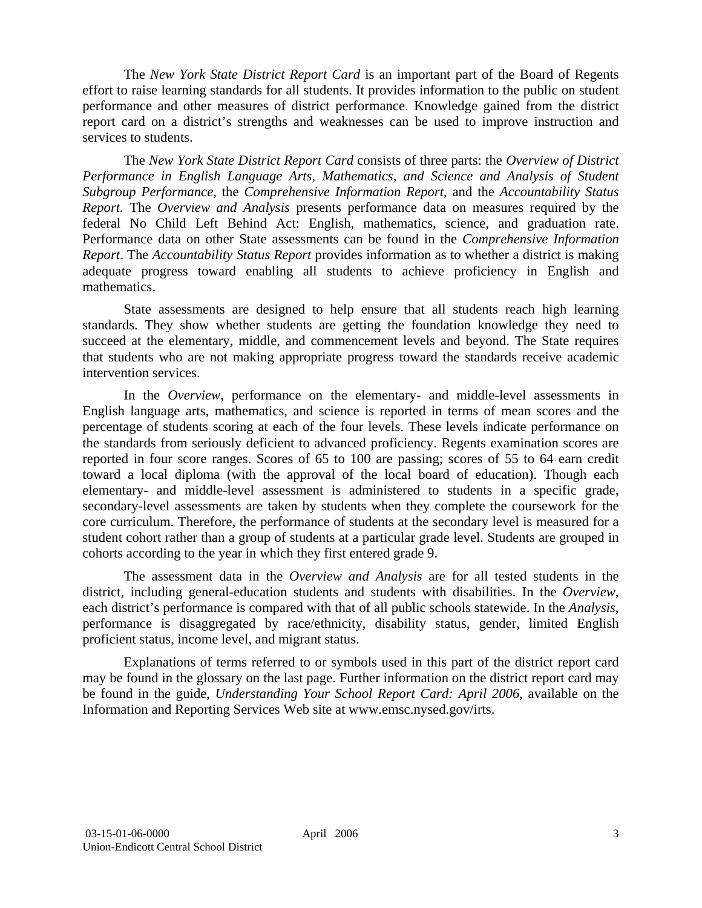The *New York State District Report Card* is an important part of the Board of Regents effort to raise learning standards for all students. It provides information to the public on student performance and other measures of district performance. Knowledge gained from the district report card on a district's strengths and weaknesses can be used to improve instruction and services to students.

The *New York State District Report Card* consists of three parts: the *Overview of District Performance in English Language Arts, Mathematics, and Science and Analysis of Student Subgroup Performance,* the *Comprehensive Information Report,* and the *Accountability Status Report.* The *Overview and Analysis* presents performance data on measures required by the federal No Child Left Behind Act: English, mathematics, science, and graduation rate. Performance data on other State assessments can be found in the *Comprehensive Information Report*. The *Accountability Status Report* provides information as to whether a district is making adequate progress toward enabling all students to achieve proficiency in English and mathematics.

State assessments are designed to help ensure that all students reach high learning standards. They show whether students are getting the foundation knowledge they need to succeed at the elementary, middle, and commencement levels and beyond. The State requires that students who are not making appropriate progress toward the standards receive academic intervention services.

In the *Overview*, performance on the elementary- and middle-level assessments in English language arts, mathematics, and science is reported in terms of mean scores and the percentage of students scoring at each of the four levels. These levels indicate performance on the standards from seriously deficient to advanced proficiency. Regents examination scores are reported in four score ranges. Scores of 65 to 100 are passing; scores of 55 to 64 earn credit toward a local diploma (with the approval of the local board of education). Though each elementary- and middle-level assessment is administered to students in a specific grade, secondary-level assessments are taken by students when they complete the coursework for the core curriculum. Therefore, the performance of students at the secondary level is measured for a student cohort rather than a group of students at a particular grade level. Students are grouped in cohorts according to the year in which they first entered grade 9.

The assessment data in the *Overview and Analysis* are for all tested students in the district, including general-education students and students with disabilities. In the *Overview*, each district's performance is compared with that of all public schools statewide. In the *Analysis*, performance is disaggregated by race/ethnicity, disability status, gender, limited English proficient status, income level, and migrant status.

Explanations of terms referred to or symbols used in this part of the district report card may be found in the glossary on the last page. Further information on the district report card may be found in the guide, *Understanding Your School Report Card: April 2006*, available on the Information and Reporting Services Web site at www.emsc.nysed.gov/irts.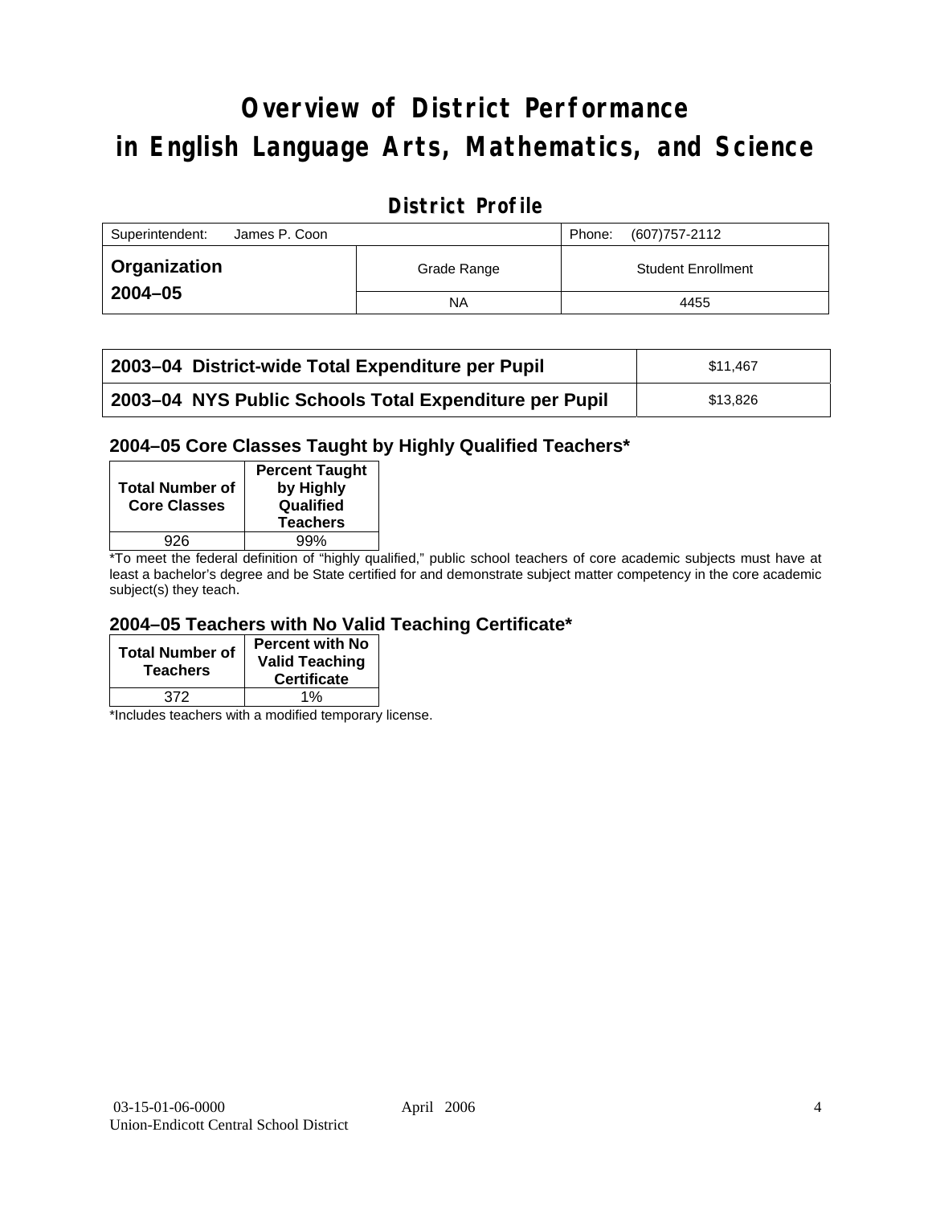# Overview of District Performance in English Language Arts, Mathematics, and Science

## District Profile

| Superintendent: James P. Coon | | Phone: (607)757-2112 |
|---|---|---|
| **Organization 2004–05** | Grade Range | Student Enrollment |
| | NA | 4455 |

| | |
|---|---|
| **2003–04 District-wide Total Expenditure per Pupil** | $11,467 |
| **2003–04 NYS Public Schools Total Expenditure per Pupil** | $13,826 |

### 2004–05 Core Classes Taught by Highly Qualified Teachers*

| Total Number of Core Classes | Percent Taught by Highly Qualified Teachers |
|---|---|
| 926 | 99% |

*To meet the federal definition of "highly qualified," public school teachers of core academic subjects must have at least a bachelor's degree and be State certified for and demonstrate subject matter competency in the core academic subject(s) they teach.

### 2004–05 Teachers with No Valid Teaching Certificate*

| Total Number of Teachers | Percent with No Valid Teaching Certificate |
|---|---|
| 372 | 1% |

*Includes teachers with a modified temporary license.

03-15-01-06-0000
Union-Endicott Central School District
April 2006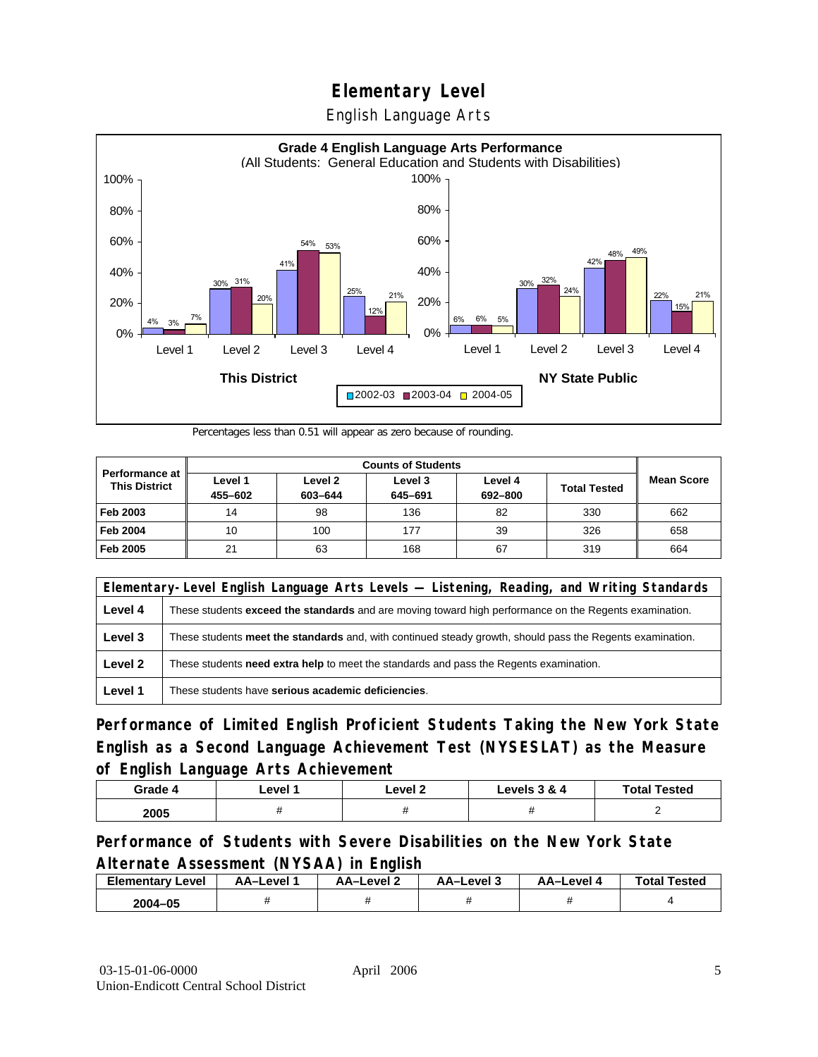# Elementary Level

## English Language Arts

**Grade 4 English Language Arts Performance**
(All Students: General Education and Students with Disabilities)

| | This District 2002-03 | This District 2003-04 | This District 2004-05 | NY State Public 2002-03 | NY State Public 2003-04 | NY State Public 2004-05 |
|---|---|---|---|---|---|---|
| Level 1 | 4% | 3% | 7% | 6% | 6% | 5% |
| Level 2 | 30% | 31% | 20% | 30% | 32% | 24% |
| Level 3 | 41% | 54% | 53% | 42% | 48% | 49% |
| Level 4 | 25% | 12% | 21% | 22% | 15% | 21% |

Percentages less than 0.51 will appear as zero because of rounding.

| Performance at This District | Counts of Students | | | | | Mean Score |
|---|---|---|---|---|---|---|
| | Level 1 455–602 | Level 2 603–644 | Level 3 645–691 | Level 4 692–800 | Total Tested | |
| Feb 2003 | 14 | 98 | 136 | 82 | 330 | 662 |
| Feb 2004 | 10 | 100 | 177 | 39 | 326 | 658 |
| Feb 2005 | 21 | 63 | 168 | 67 | 319 | 664 |

| Elementary-Level English Language Arts Levels — Listening, Reading, and Writing Standards | |
|---|---|
| Level 4 | These students **exceed the standards** and are moving toward high performance on the Regents examination. |
| Level 3 | These students **meet the standards** and, with continued steady growth, should pass the Regents examination. |
| Level 2 | These students **need extra help** to meet the standards and pass the Regents examination. |
| Level 1 | These students have **serious academic deficiencies**. |

## Performance of Limited English Proficient Students Taking the New York State English as a Second Language Achievement Test (NYSESLAT) as the Measure of English Language Arts Achievement

| Grade 4 | Level 1 | Level 2 | Levels 3 & 4 | Total Tested |
|---|---|---|---|---|
| 2005 | # | # | # | 2 |

## Performance of Students with Severe Disabilities on the New York State Alternate Assessment (NYSAA) in English

| Elementary Level | AA–Level 1 | AA–Level 2 | AA–Level 3 | AA–Level 4 | Total Tested |
|---|---|---|---|---|---|
| 2004–05 | # | # | # | # | 4 |

03-15-01-06-0000 April 2006
Union-Endicott Central School District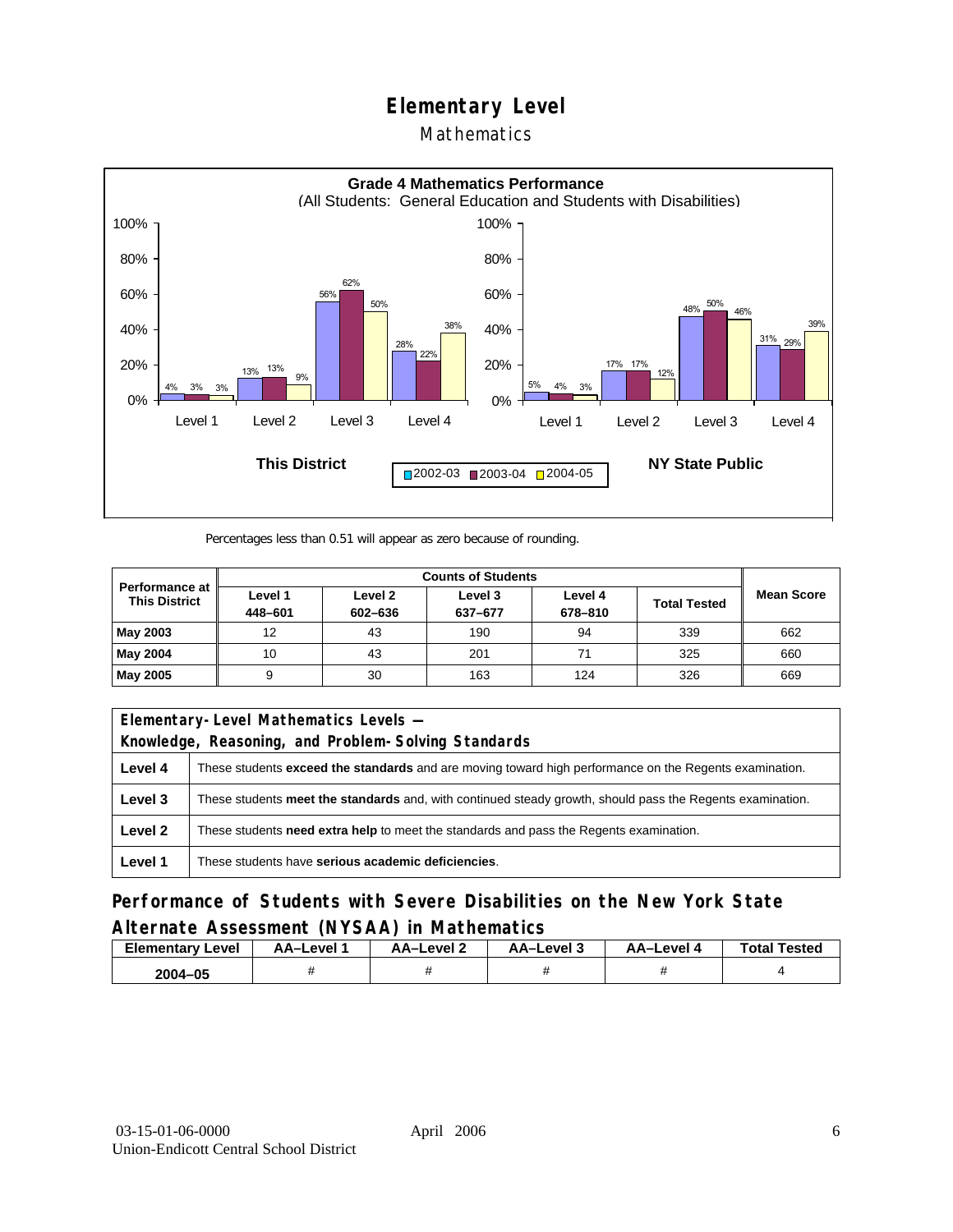# Elementary Level

## Mathematics

**Grade 4 Mathematics Performance**
(All Students: General Education and Students with Disabilities)

| | This District 2002-03 | This District 2003-04 | This District 2004-05 | NY State Public 2002-03 | NY State Public 2003-04 | NY State Public 2004-05 |
|---|---|---|---|---|---|---|
| Level 1 | 4% | 3% | 3% | 5% | 4% | 3% |
| Level 2 | 13% | 13% | 9% | 17% | 17% | 12% |
| Level 3 | 56% | 62% | 50% | 48% | 50% | 46% |
| Level 4 | 28% | 22% | 38% | 31% | 29% | 39% |

Percentages less than 0.51 will appear as zero because of rounding.

| Performance at This District | Counts of Students | | | | | Mean Score |
|---|---|---|---|---|---|---|
| | Level 1 448–601 | Level 2 602–636 | Level 3 637–677 | Level 4 678–810 | Total Tested | |
| **May 2003** | 12 | 43 | 190 | 94 | 339 | 662 |
| **May 2004** | 10 | 43 | 201 | 71 | 325 | 660 |
| **May 2005** | 9 | 30 | 163 | 124 | 326 | 669 |

| Elementary-Level Mathematics Levels — Knowledge, Reasoning, and Problem-Solving Standards | |
|---|---|
| **Level 4** | These students **exceed the standards** and are moving toward high performance on the Regents examination. |
| **Level 3** | These students **meet the standards** and, with continued steady growth, should pass the Regents examination. |
| **Level 2** | These students **need extra help** to meet the standards and pass the Regents examination. |
| **Level 1** | These students have **serious academic deficiencies**. |

## Performance of Students with Severe Disabilities on the New York State Alternate Assessment (NYSAA) in Mathematics

| Elementary Level | AA–Level 1 | AA–Level 2 | AA–Level 3 | AA–Level 4 | Total Tested |
|---|---|---|---|---|---|
| **2004–05** | # | # | # | # | 4 |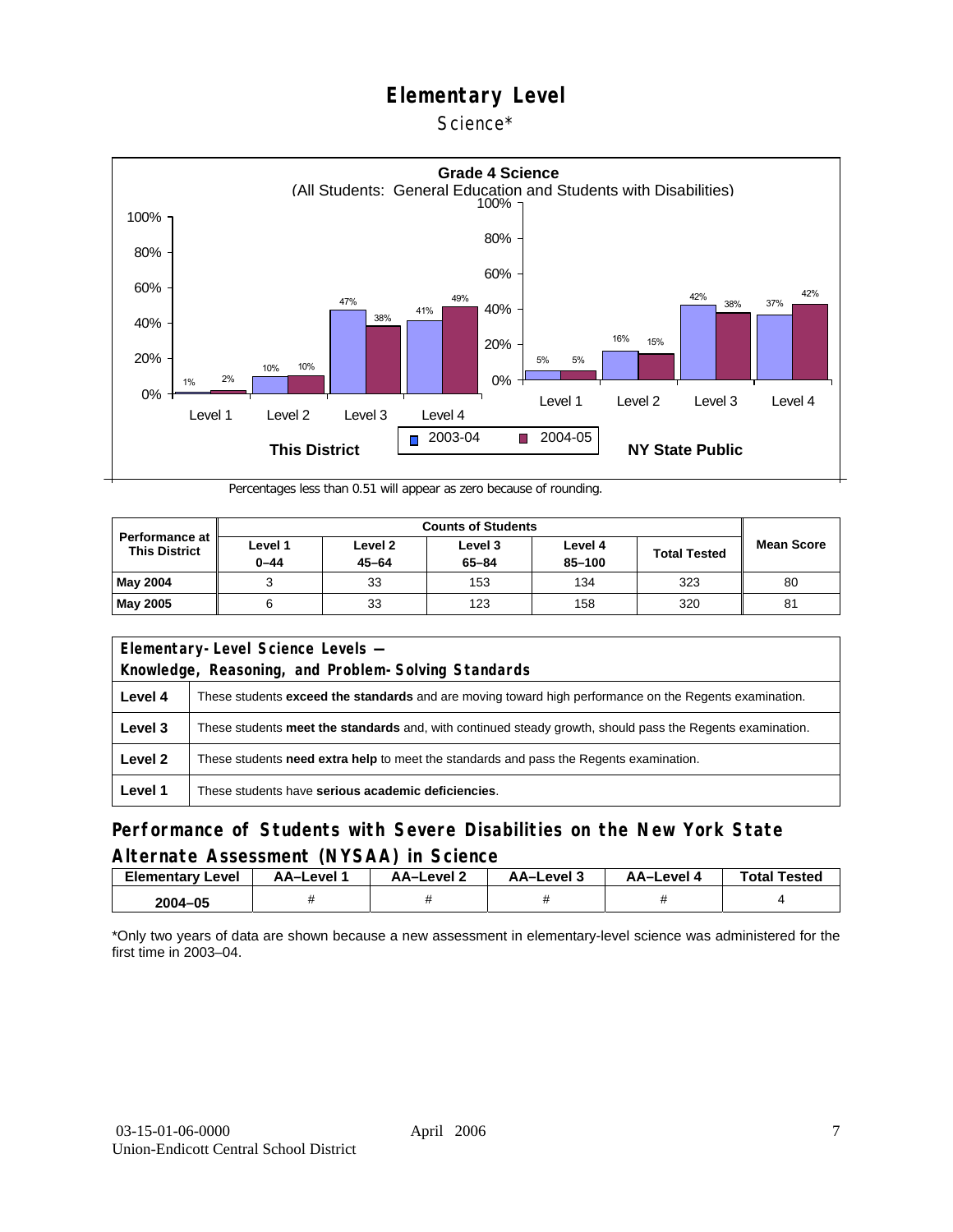# Elementary Level

Science*

**Grade 4 Science**
(All Students: General Education and Students with Disabilities)

| | This District 2003-04 | This District 2004-05 | NY State Public 2003-04 | NY State Public 2004-05 |
|---|---|---|---|---|
| Level 1 | 1% | 2% | 5% | 5% |
| Level 2 | 10% | 10% | 16% | 15% |
| Level 3 | 47% | 38% | 42% | 38% |
| Level 4 | 41% | 49% | 37% | 42% |

Percentages less than 0.51 will appear as zero because of rounding.

| Performance at This District | Counts of Students | | | | | Mean Score |
|---|---|---|---|---|---|---|
| | Level 1 0–44 | Level 2 45–64 | Level 3 65–84 | Level 4 85–100 | Total Tested | |
| **May 2004** | 3 | 33 | 153 | 134 | 323 | 80 |
| **May 2005** | 6 | 33 | 123 | 158 | 320 | 81 |

| Elementary-Level Science Levels — Knowledge, Reasoning, and Problem-Solving Standards | |
|---|---|
| **Level 4** | These students **exceed the standards** and are moving toward high performance on the Regents examination. |
| **Level 3** | These students **meet the standards** and, with continued steady growth, should pass the Regents examination. |
| **Level 2** | These students **need extra help** to meet the standards and pass the Regents examination. |
| **Level 1** | These students have **serious academic deficiencies**. |

## Performance of Students with Severe Disabilities on the New York State Alternate Assessment (NYSAA) in Science

| Elementary Level | AA–Level 1 | AA–Level 2 | AA–Level 3 | AA–Level 4 | Total Tested |
|---|---|---|---|---|---|
| **2004–05** | # | # | # | # | 4 |

*Only two years of data are shown because a new assessment in elementary-level science was administered for the first time in 2003–04.

03-15-01-06-0000
Union-Endicott Central School District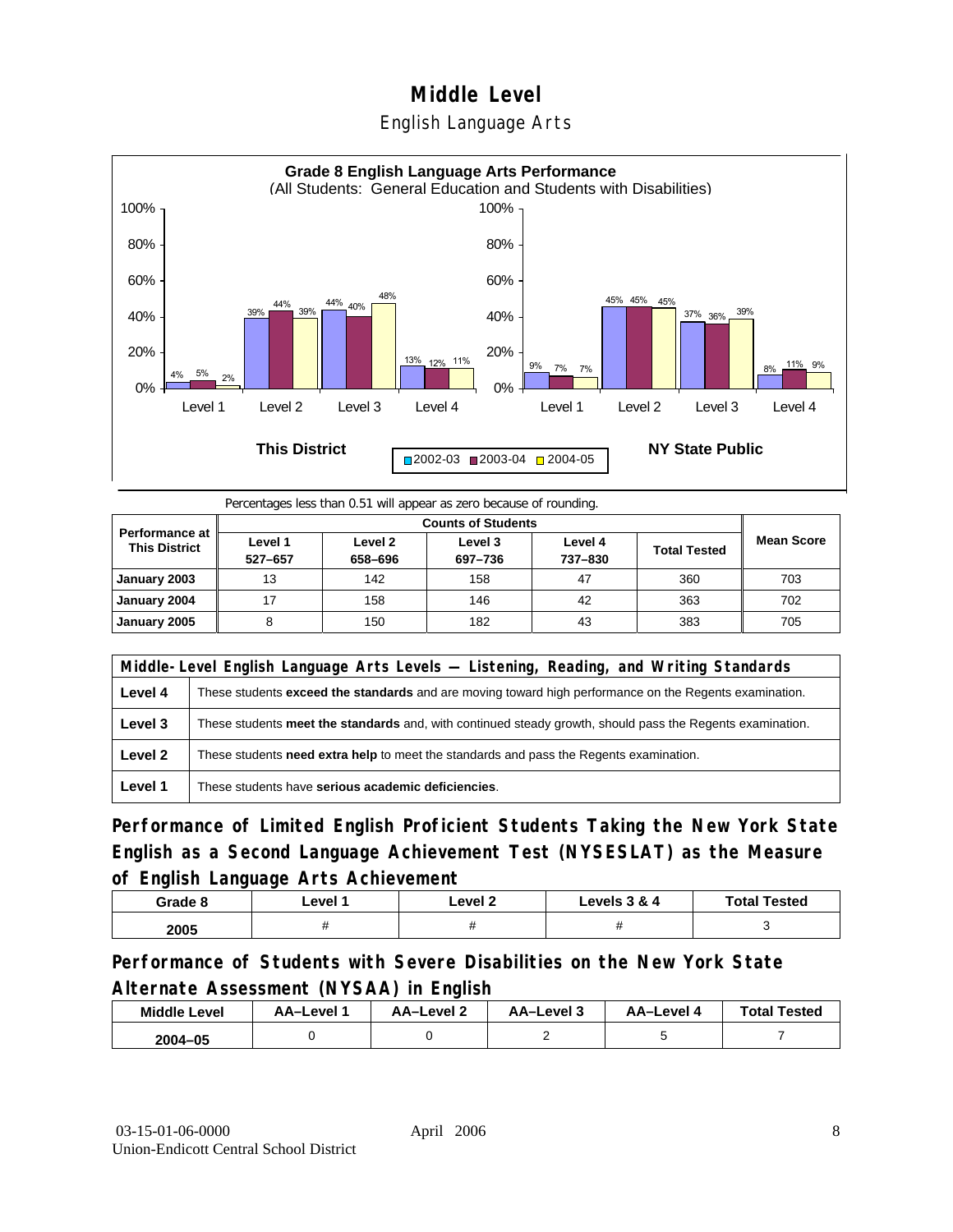# Middle Level

## English Language Arts

**Grade 8 English Language Arts Performance**
(All Students: General Education and Students with Disabilities)

| | This District 2002-03 | This District 2003-04 | This District 2004-05 | NY State Public 2002-03 | NY State Public 2003-04 | NY State Public 2004-05 |
|---|---|---|---|---|---|---|
| Level 1 | 4% | 5% | 2% | 9% | 7% | 7% |
| Level 2 | 39% | 44% | 39% | 45% | 45% | 45% |
| Level 3 | 44% | 40% | 48% | 37% | 36% | 39% |
| Level 4 | 13% | 12% | 11% | 8% | 11% | 9% |

Percentages less than 0.51 will appear as zero because of rounding.

| Performance at This District | Counts of Students | | | | | Mean Score |
|---|---|---|---|---|---|---|
| | Level 1 527–657 | Level 2 658–696 | Level 3 697–736 | Level 4 737–830 | Total Tested | |
| January 2003 | 13 | 142 | 158 | 47 | 360 | 703 |
| January 2004 | 17 | 158 | 146 | 42 | 363 | 702 |
| January 2005 | 8 | 150 | 182 | 43 | 383 | 705 |

| Middle-Level English Language Arts Levels — Listening, Reading, and Writing Standards | |
|---|---|
| Level 4 | These students **exceed the standards** and are moving toward high performance on the Regents examination. |
| Level 3 | These students **meet the standards** and, with continued steady growth, should pass the Regents examination. |
| Level 2 | These students **need extra help** to meet the standards and pass the Regents examination. |
| Level 1 | These students have **serious academic deficiencies**. |

## Performance of Limited English Proficient Students Taking the New York State English as a Second Language Achievement Test (NYSESLAT) as the Measure of English Language Arts Achievement

| Grade 8 | Level 1 | Level 2 | Levels 3 & 4 | Total Tested |
|---|---|---|---|---|
| 2005 | # | # | # | 3 |

## Performance of Students with Severe Disabilities on the New York State Alternate Assessment (NYSAA) in English

| Middle Level | AA–Level 1 | AA–Level 2 | AA–Level 3 | AA–Level 4 | Total Tested |
|---|---|---|---|---|---|
| 2004–05 | 0 | 0 | 2 | 5 | 7 |

03-15-01-06-0000
Union-Endicott Central School District
April 2006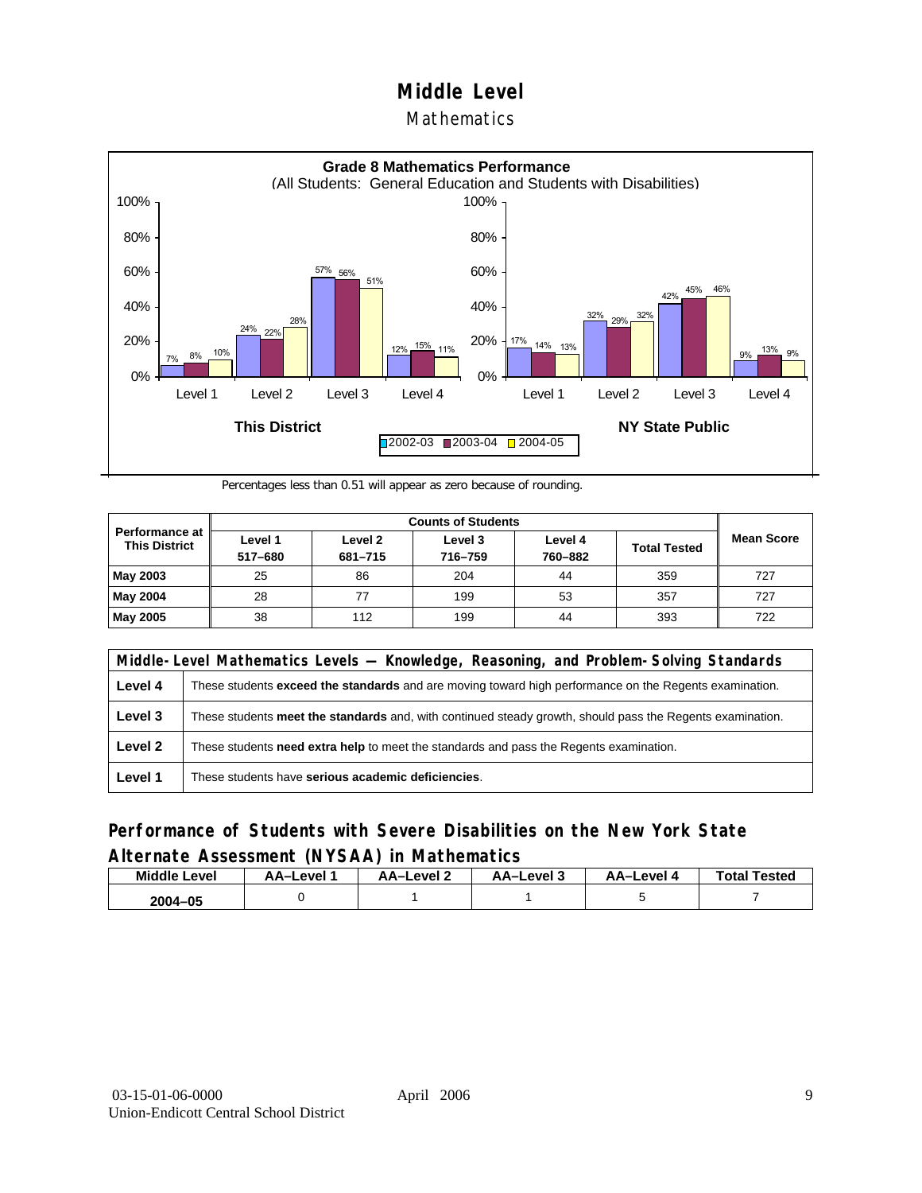# Middle Level

## Mathematics

**Grade 8 Mathematics Performance**
(All Students: General Education and Students with Disabilities)

| This District | 2002-03 | 2003-04 | 2004-05 |
|---|---|---|---|
| Level 1 | 7% | 8% | 10% |
| Level 2 | 24% | 22% | 28% |
| Level 3 | 57% | 56% | 51% |
| Level 4 | 12% | 15% | 11% |

| NY State Public | 2002-03 | 2003-04 | 2004-05 |
|---|---|---|---|
| Level 1 | 17% | 14% | 13% |
| Level 2 | 32% | 29% | 32% |
| Level 3 | 42% | 45% | 46% |
| Level 4 | 9% | 13% | 9% |

Percentages less than 0.51 will appear as zero because of rounding.

| Performance at This District | Counts of Students | | | | | Mean Score |
|---|---|---|---|---|---|---|
| | Level 1 517–680 | Level 2 681–715 | Level 3 716–759 | Level 4 760–882 | Total Tested | |
| **May 2003** | 25 | 86 | 204 | 44 | 359 | 727 |
| **May 2004** | 28 | 77 | 199 | 53 | 357 | 727 |
| **May 2005** | 38 | 112 | 199 | 44 | 393 | 722 |

| Middle-Level Mathematics Levels — Knowledge, Reasoning, and Problem-Solving Standards | |
|---|---|
| **Level 4** | These students **exceed the standards** and are moving toward high performance on the Regents examination. |
| **Level 3** | These students **meet the standards** and, with continued steady growth, should pass the Regents examination. |
| **Level 2** | These students **need extra help** to meet the standards and pass the Regents examination. |
| **Level 1** | These students have **serious academic deficiencies**. |

## Performance of Students with Severe Disabilities on the New York State Alternate Assessment (NYSAA) in Mathematics

| Middle Level | AA–Level 1 | AA–Level 2 | AA–Level 3 | AA–Level 4 | Total Tested |
|---|---|---|---|---|---|
| 2004–05 | 0 | 1 | 1 | 5 | 7 |

03-15-01-06-0000
Union-Endicott Central School District

April 2006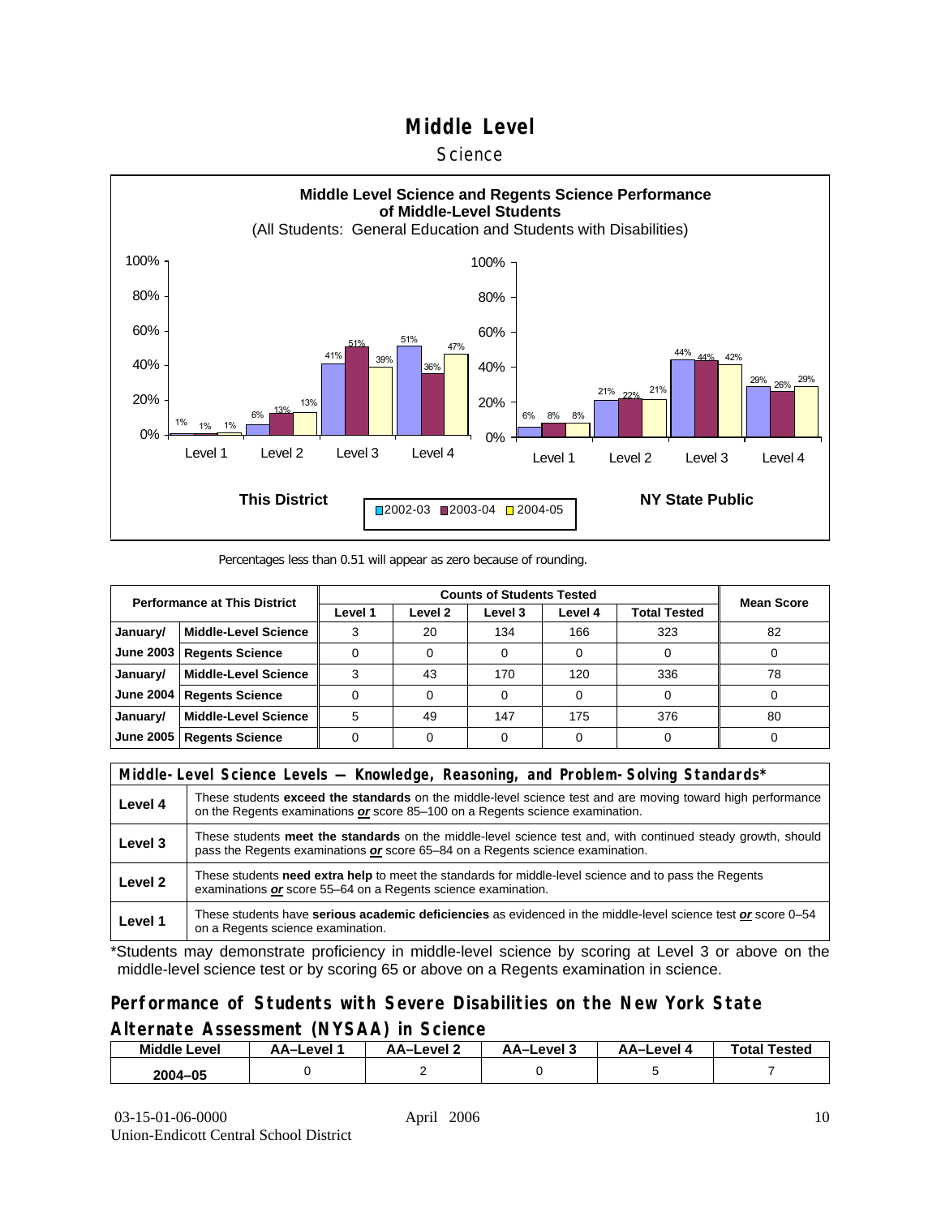# Middle Level

## Science

**Middle Level Science and Regents Science Performance of Middle-Level Students**

(All Students: General Education and Students with Disabilities)

**This District**

| | 2002-03 | 2003-04 | 2004-05 |
|---|---|---|---|
| Level 1 | 1% | 1% | 1% |
| Level 2 | 6% | 13% | 13% |
| Level 3 | 41% | 51% | 39% |
| Level 4 | 51% | 36% | 47% |

**NY State Public**

| | 2002-03 | 2003-04 | 2004-05 |
|---|---|---|---|
| Level 1 | 6% | 8% | 8% |
| Level 2 | 21% | 22% | 21% |
| Level 3 | 44% | 44% | 42% |
| Level 4 | 29% | 26% | 29% |

Percentages less than 0.51 will appear as zero because of rounding.

| Performance at This District | | Counts of Students Tested | | | | | Mean Score |
|---|---|---|---|---|---|---|---|
| | | Level 1 | Level 2 | Level 3 | Level 4 | Total Tested | |
| January/ | Middle-Level Science | 3 | 20 | 134 | 166 | 323 | 82 |
| June 2003 | Regents Science | 0 | 0 | 0 | 0 | 0 | 0 |
| January/ | Middle-Level Science | 3 | 43 | 170 | 120 | 336 | 78 |
| June 2004 | Regents Science | 0 | 0 | 0 | 0 | 0 | 0 |
| January/ | Middle-Level Science | 5 | 49 | 147 | 175 | 376 | 80 |
| June 2005 | Regents Science | 0 | 0 | 0 | 0 | 0 | 0 |

| Middle-Level Science Levels — Knowledge, Reasoning, and Problem-Solving Standards* | |
|---|---|
| **Level 4** | These students **exceed the standards** on the middle-level science test and are moving toward high performance on the Regents examinations ***or*** score 85–100 on a Regents science examination. |
| **Level 3** | These students **meet the standards** on the middle-level science test and, with continued steady growth, should pass the Regents examinations ***or*** score 65–84 on a Regents science examination. |
| **Level 2** | These students **need extra help** to meet the standards for middle-level science and to pass the Regents examinations ***or*** score 55–64 on a Regents science examination. |
| **Level 1** | These students have **serious academic deficiencies** as evidenced in the middle-level science test ***or*** score 0–54 on a Regents science examination. |

*Students may demonstrate proficiency in middle-level science by scoring at Level 3 or above on the middle-level science test or by scoring 65 or above on a Regents examination in science.

## Performance of Students with Severe Disabilities on the New York State Alternate Assessment (NYSAA) in Science

| Middle Level | AA–Level 1 | AA–Level 2 | AA–Level 3 | AA–Level 4 | Total Tested |
|---|---|---|---|---|---|
| 2004–05 | 0 | 2 | 0 | 5 | 7 |

03-15-01-06-0000
Union-Endicott Central School District

April 2006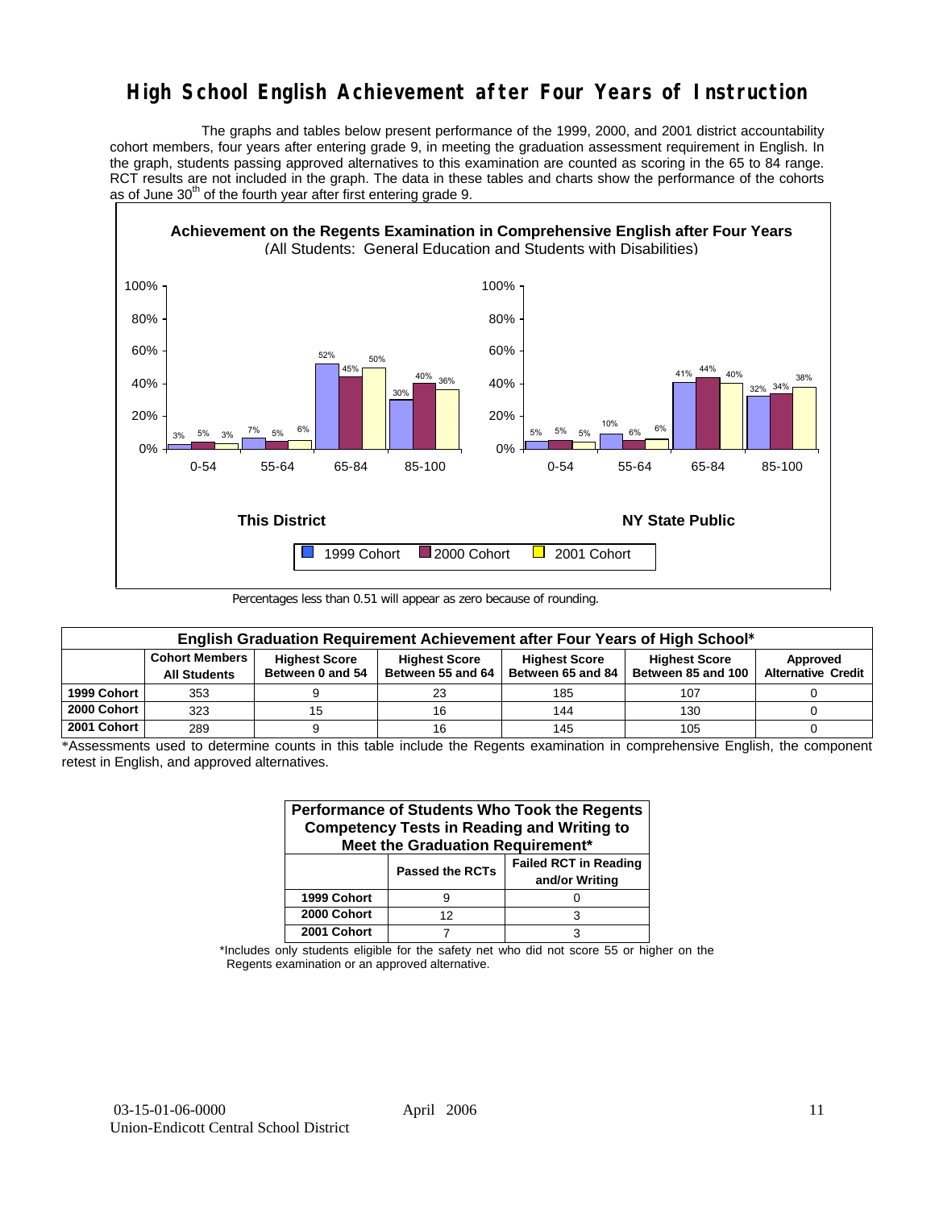# High School English Achievement after Four Years of Instruction

The graphs and tables below present performance of the 1999, 2000, and 2001 district accountability cohort members, four years after entering grade 9, in meeting the graduation assessment requirement in English. In the graph, students passing approved alternatives to this examination are counted as scoring in the 65 to 84 range. RCT results are not included in the graph. The data in these tables and charts show the performance of the cohorts as of June 30th of the fourth year after first entering grade 9.

**Achievement on the Regents Examination in Comprehensive English after Four Years**
(All Students: General Education and Students with Disabilities)

**This District**

| Score Range | 1999 Cohort | 2000 Cohort | 2001 Cohort |
|---|---|---|---|
| 0-54 | 3% | 5% | 3% |
| 55-64 | 7% | 5% | 6% |
| 65-84 | 52% | 45% | 50% |
| 85-100 | 30% | 40% | 36% |

**NY State Public**

| Score Range | 1999 Cohort | 2000 Cohort | 2001 Cohort |
|---|---|---|---|
| 0-54 | 5% | 5% | 5% |
| 55-64 | 10% | 6% | 6% |
| 65-84 | 41% | 44% | 40% |
| 85-100 | 32% | 34% | 38% |

Percentages less than 0.51 will appear as zero because of rounding.

**English Graduation Requirement Achievement after Four Years of High School***

| | Cohort Members All Students | Highest Score Between 0 and 54 | Highest Score Between 55 and 64 | Highest Score Between 65 and 84 | Highest Score Between 85 and 100 | Approved Alternative Credit |
|---|---|---|---|---|---|---|
| 1999 Cohort | 353 | 9 | 23 | 185 | 107 | 0 |
| 2000 Cohort | 323 | 15 | 16 | 144 | 130 | 0 |
| 2001 Cohort | 289 | 9 | 16 | 145 | 105 | 0 |

*Assessments used to determine counts in this table include the Regents examination in comprehensive English, the component retest in English, and approved alternatives.

**Performance of Students Who Took the Regents Competency Tests in Reading and Writing to Meet the Graduation Requirement***

| | Passed the RCTs | Failed RCT in Reading and/or Writing |
|---|---|---|
| 1999 Cohort | 9 | 0 |
| 2000 Cohort | 12 | 3 |
| 2001 Cohort | 7 | 3 |

*Includes only students eligible for the safety net who did not score 55 or higher on the Regents examination or an approved alternative.

03-15-01-06-0000 April 2006
Union-Endicott Central School District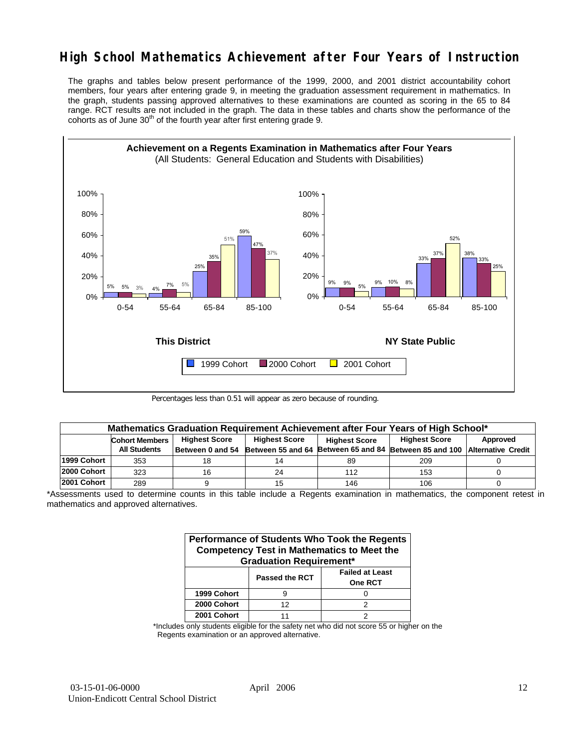# High School Mathematics Achievement after Four Years of Instruction

The graphs and tables below present performance of the 1999, 2000, and 2001 district accountability cohort members, four years after entering grade 9, in meeting the graduation assessment requirement in mathematics. In the graph, students passing approved alternatives to these examinations are counted as scoring in the 65 to 84 range. RCT results are not included in the graph. The data in these tables and charts show the performance of the cohorts as of June 30th of the fourth year after first entering grade 9.

**Achievement on a Regents Examination in Mathematics after Four Years**
(All Students: General Education and Students with Disabilities)

**This District**

| Score Range | 1999 Cohort | 2000 Cohort | 2001 Cohort |
|---|---|---|---|
| 0-54 | 5% | 5% | 3% |
| 55-64 | 4% | 7% | 5% |
| 65-84 | 25% | 35% | 51% |
| 85-100 | 59% | 47% | 37% |

**NY State Public**

| Score Range | 1999 Cohort | 2000 Cohort | 2001 Cohort |
|---|---|---|---|
| 0-54 | 9% | 9% | 5% |
| 55-64 | 9% | 10% | 8% |
| 65-84 | 33% | 37% | 52% |
| 85-100 | 38% | 33% | 25% |

Percentages less than 0.51 will appear as zero because of rounding.

**Mathematics Graduation Requirement Achievement after Four Years of High School***

| | Cohort Members All Students | Highest Score Between 0 and 54 | Highest Score Between 55 and 64 | Highest Score Between 65 and 84 | Highest Score Between 85 and 100 | Approved Alternative Credit |
|---|---|---|---|---|---|---|
| 1999 Cohort | 353 | 18 | 14 | 89 | 209 | 0 |
| 2000 Cohort | 323 | 16 | 24 | 112 | 153 | 0 |
| 2001 Cohort | 289 | 9 | 15 | 146 | 106 | 0 |

*Assessments used to determine counts in this table include a Regents examination in mathematics, the component retest in mathematics and approved alternatives.

**Performance of Students Who Took the Regents Competency Test in Mathematics to Meet the Graduation Requirement***

| | Passed the RCT | Failed at Least One RCT |
|---|---|---|
| 1999 Cohort | 9 | 0 |
| 2000 Cohort | 12 | 2 |
| 2001 Cohort | 11 | 2 |

*Includes only students eligible for the safety net who did not score 55 or higher on the Regents examination or an approved alternative.

03-15-01-06-0000
Union-Endicott Central School District

April 2006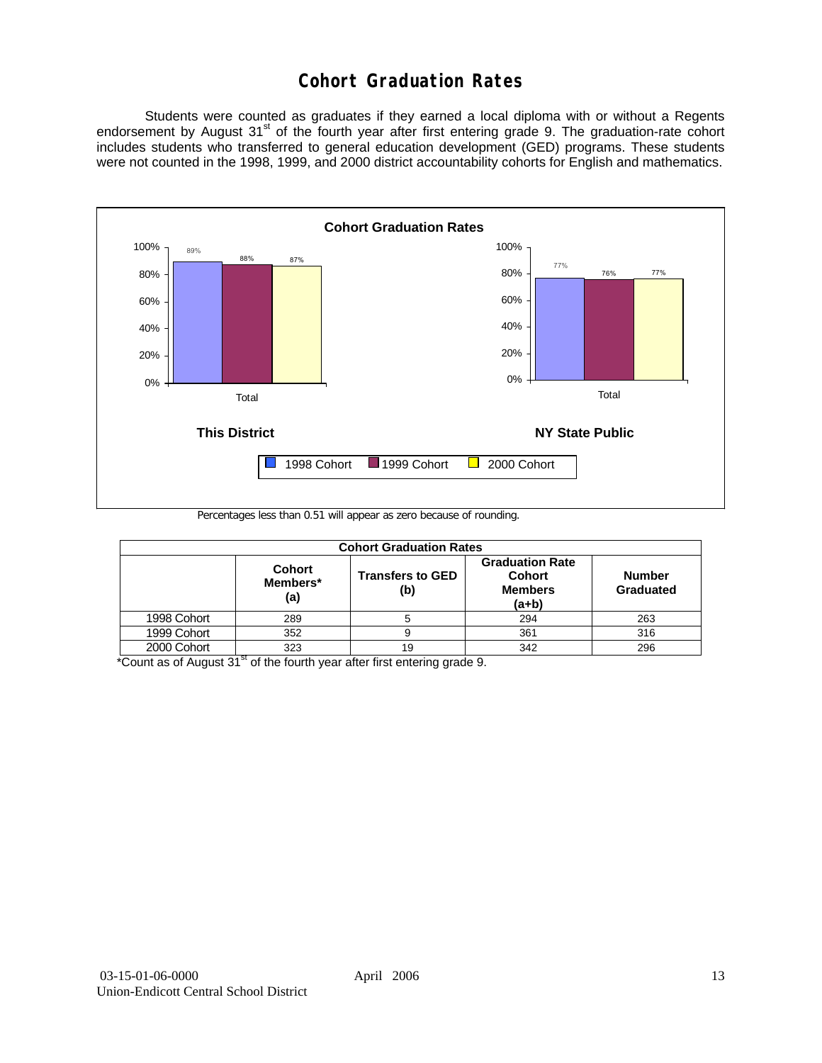# Cohort Graduation Rates

Students were counted as graduates if they earned a local diploma with or without a Regents endorsement by August 31st of the fourth year after first entering grade 9. The graduation-rate cohort includes students who transferred to general education development (GED) programs. These students were not counted in the 1998, 1999, and 2000 district accountability cohorts for English and mathematics.

**Cohort Graduation Rates**

| | 1998 Cohort | 1999 Cohort | 2000 Cohort |
|---|---|---|---|
| This District (Total) | 89% | 88% | 87% |
| NY State Public (Total) | 77% | 76% | 77% |

Percentages less than 0.51 will appear as zero because of rounding.

| Cohort Graduation Rates | | | | |
|---|---|---|---|---|
| | Cohort Members* (a) | Transfers to GED (b) | Graduation Rate Cohort Members (a+b) | Number Graduated |
| 1998 Cohort | 289 | 5 | 294 | 263 |
| 1999 Cohort | 352 | 9 | 361 | 316 |
| 2000 Cohort | 323 | 19 | 342 | 296 |

*Count as of August 31st of the fourth year after first entering grade 9.

03-15-01-06-0000 April 2006
Union-Endicott Central School District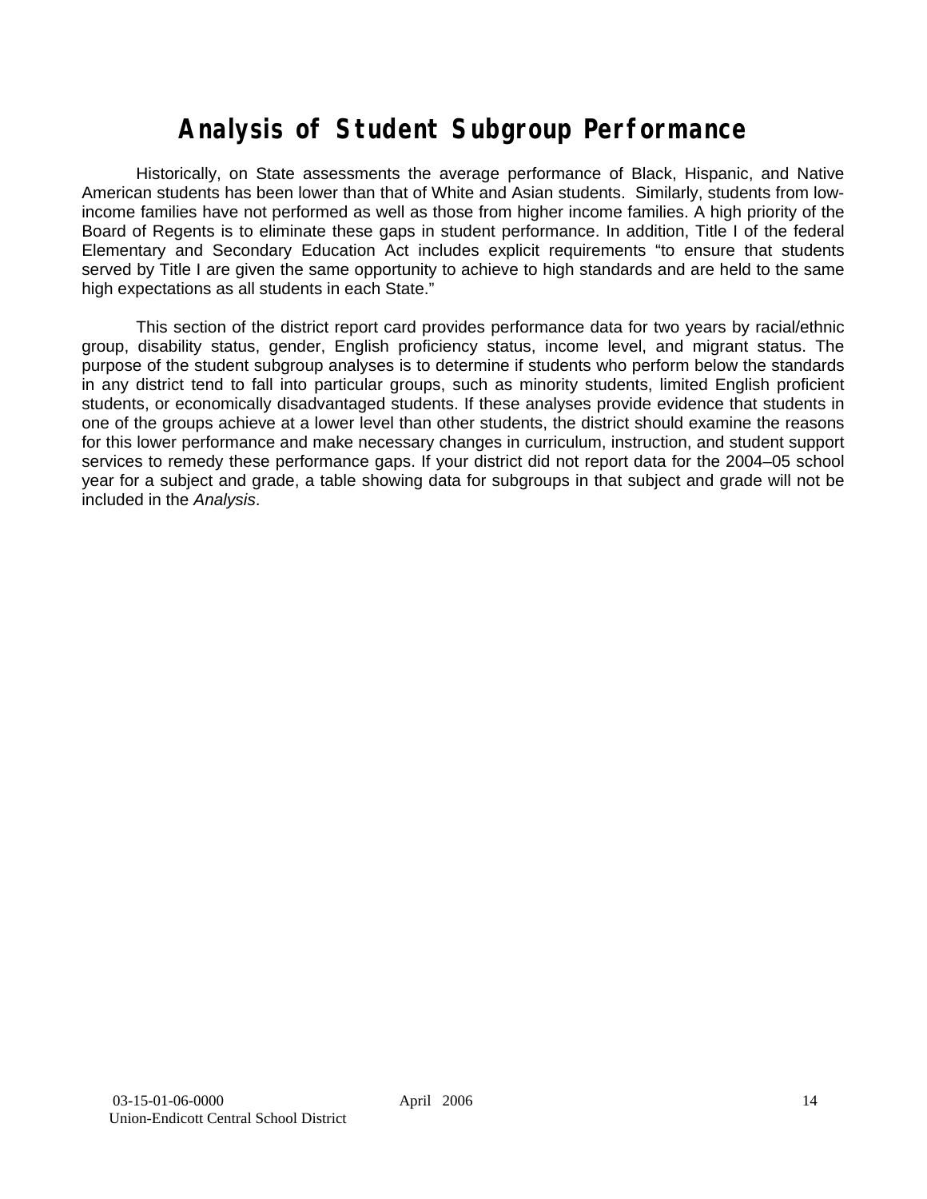# Analysis of Student Subgroup Performance

Historically, on State assessments the average performance of Black, Hispanic, and Native American students has been lower than that of White and Asian students. Similarly, students from low-income families have not performed as well as those from higher income families. A high priority of the Board of Regents is to eliminate these gaps in student performance. In addition, Title I of the federal Elementary and Secondary Education Act includes explicit requirements "to ensure that students served by Title I are given the same opportunity to achieve to high standards and are held to the same high expectations as all students in each State."

This section of the district report card provides performance data for two years by racial/ethnic group, disability status, gender, English proficiency status, income level, and migrant status. The purpose of the student subgroup analyses is to determine if students who perform below the standards in any district tend to fall into particular groups, such as minority students, limited English proficient students, or economically disadvantaged students. If these analyses provide evidence that students in one of the groups achieve at a lower level than other students, the district should examine the reasons for this lower performance and make necessary changes in curriculum, instruction, and student support services to remedy these performance gaps. If your district did not report data for the 2004–05 school year for a subject and grade, a table showing data for subgroups in that subject and grade will not be included in the *Analysis*.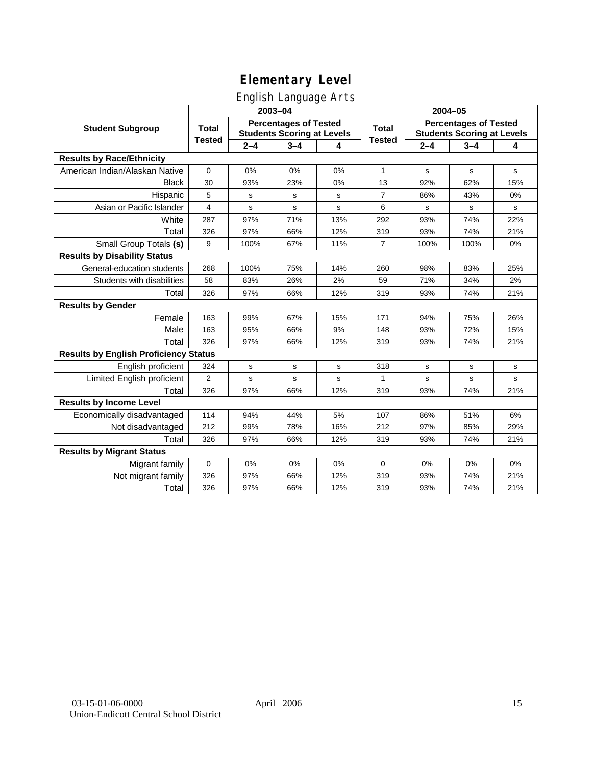# Elementary Level

## English Language Arts

| Student Subgroup | 2003–04 | | | | 2004–05 | | | |
|---|---|---|---|---|---|---|---|---|
| | Total Tested | Percentages of Tested Students Scoring at Levels | | | Total Tested | Percentages of Tested Students Scoring at Levels | | |
| | | 2–4 | 3–4 | 4 | | 2–4 | 3–4 | 4 |
| **Results by Race/Ethnicity** | | | | | | | | |
| American Indian/Alaskan Native | 0 | 0% | 0% | 0% | 1 | s | s | s |
| Black | 30 | 93% | 23% | 0% | 13 | 92% | 62% | 15% |
| Hispanic | 5 | s | s | s | 7 | 86% | 43% | 0% |
| Asian or Pacific Islander | 4 | s | s | s | 6 | s | s | s |
| White | 287 | 97% | 71% | 13% | 292 | 93% | 74% | 22% |
| Total | 326 | 97% | 66% | 12% | 319 | 93% | 74% | 21% |
| Small Group Totals **(s)** | 9 | 100% | 67% | 11% | 7 | 100% | 100% | 0% |
| **Results by Disability Status** | | | | | | | | |
| General-education students | 268 | 100% | 75% | 14% | 260 | 98% | 83% | 25% |
| Students with disabilities | 58 | 83% | 26% | 2% | 59 | 71% | 34% | 2% |
| Total | 326 | 97% | 66% | 12% | 319 | 93% | 74% | 21% |
| **Results by Gender** | | | | | | | | |
| Female | 163 | 99% | 67% | 15% | 171 | 94% | 75% | 26% |
| Male | 163 | 95% | 66% | 9% | 148 | 93% | 72% | 15% |
| Total | 326 | 97% | 66% | 12% | 319 | 93% | 74% | 21% |
| **Results by English Proficiency Status** | | | | | | | | |
| English proficient | 324 | s | s | s | 318 | s | s | s |
| Limited English proficient | 2 | s | s | s | 1 | s | s | s |
| Total | 326 | 97% | 66% | 12% | 319 | 93% | 74% | 21% |
| **Results by Income Level** | | | | | | | | |
| Economically disadvantaged | 114 | 94% | 44% | 5% | 107 | 86% | 51% | 6% |
| Not disadvantaged | 212 | 99% | 78% | 16% | 212 | 97% | 85% | 29% |
| Total | 326 | 97% | 66% | 12% | 319 | 93% | 74% | 21% |
| **Results by Migrant Status** | | | | | | | | |
| Migrant family | 0 | 0% | 0% | 0% | 0 | 0% | 0% | 0% |
| Not migrant family | 326 | 97% | 66% | 12% | 319 | 93% | 74% | 21% |
| Total | 326 | 97% | 66% | 12% | 319 | 93% | 74% | 21% |

03-15-01-06-0000 April 2006
Union-Endicott Central School District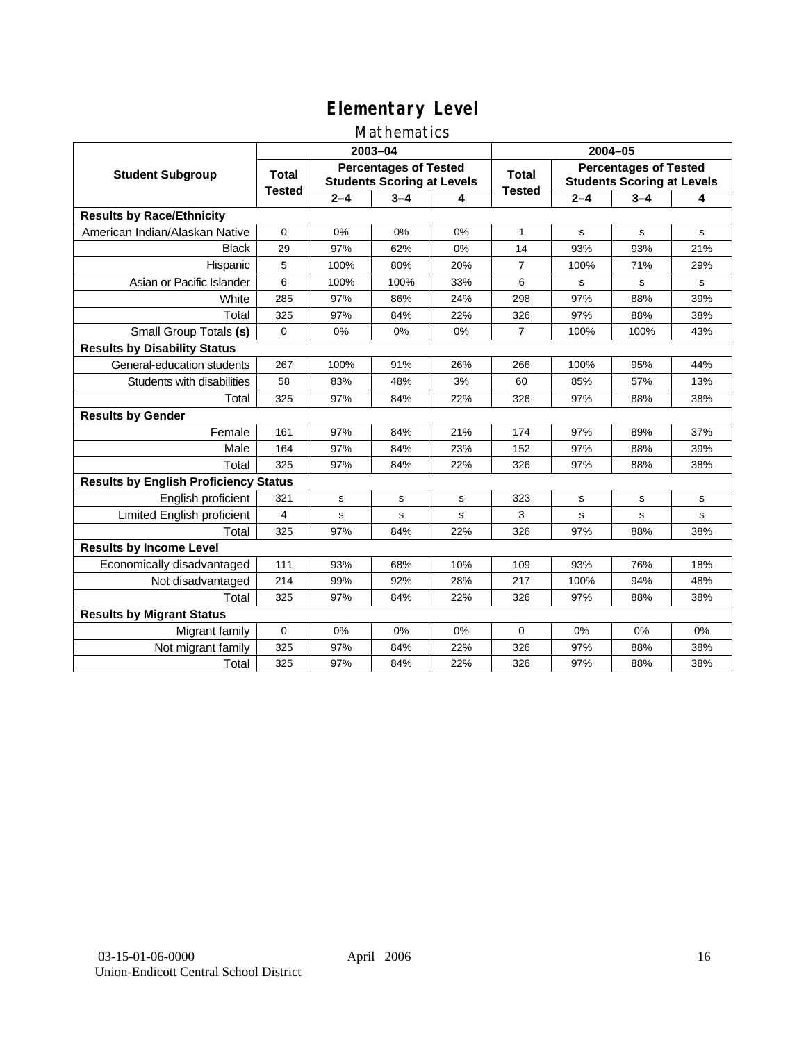# Elementary Level

## Mathematics

| Student Subgroup | 2003–04 | | | | 2004–05 | | | |
|---|---|---|---|---|---|---|---|---|
| | Total Tested | Percentages of Tested Students Scoring at Levels | | | Total Tested | Percentages of Tested Students Scoring at Levels | | |
| | | 2–4 | 3–4 | 4 | | 2–4 | 3–4 | 4 |
| **Results by Race/Ethnicity** | | | | | | | | |
| American Indian/Alaskan Native | 0 | 0% | 0% | 0% | 1 | s | s | s |
| Black | 29 | 97% | 62% | 0% | 14 | 93% | 93% | 21% |
| Hispanic | 5 | 100% | 80% | 20% | 7 | 100% | 71% | 29% |
| Asian or Pacific Islander | 6 | 100% | 100% | 33% | 6 | s | s | s |
| White | 285 | 97% | 86% | 24% | 298 | 97% | 88% | 39% |
| Total | 325 | 97% | 84% | 22% | 326 | 97% | 88% | 38% |
| Small Group Totals **(s)** | 0 | 0% | 0% | 0% | 7 | 100% | 100% | 43% |
| **Results by Disability Status** | | | | | | | | |
| General-education students | 267 | 100% | 91% | 26% | 266 | 100% | 95% | 44% |
| Students with disabilities | 58 | 83% | 48% | 3% | 60 | 85% | 57% | 13% |
| Total | 325 | 97% | 84% | 22% | 326 | 97% | 88% | 38% |
| **Results by Gender** | | | | | | | | |
| Female | 161 | 97% | 84% | 21% | 174 | 97% | 89% | 37% |
| Male | 164 | 97% | 84% | 23% | 152 | 97% | 88% | 39% |
| Total | 325 | 97% | 84% | 22% | 326 | 97% | 88% | 38% |
| **Results by English Proficiency Status** | | | | | | | | |
| English proficient | 321 | s | s | s | 323 | s | s | s |
| Limited English proficient | 4 | s | s | s | 3 | s | s | s |
| Total | 325 | 97% | 84% | 22% | 326 | 97% | 88% | 38% |
| **Results by Income Level** | | | | | | | | |
| Economically disadvantaged | 111 | 93% | 68% | 10% | 109 | 93% | 76% | 18% |
| Not disadvantaged | 214 | 99% | 92% | 28% | 217 | 100% | 94% | 48% |
| Total | 325 | 97% | 84% | 22% | 326 | 97% | 88% | 38% |
| **Results by Migrant Status** | | | | | | | | |
| Migrant family | 0 | 0% | 0% | 0% | 0 | 0% | 0% | 0% |
| Not migrant family | 325 | 97% | 84% | 22% | 326 | 97% | 88% | 38% |
| Total | 325 | 97% | 84% | 22% | 326 | 97% | 88% | 38% |

03-15-01-06-0000 April 2006
Union-Endicott Central School District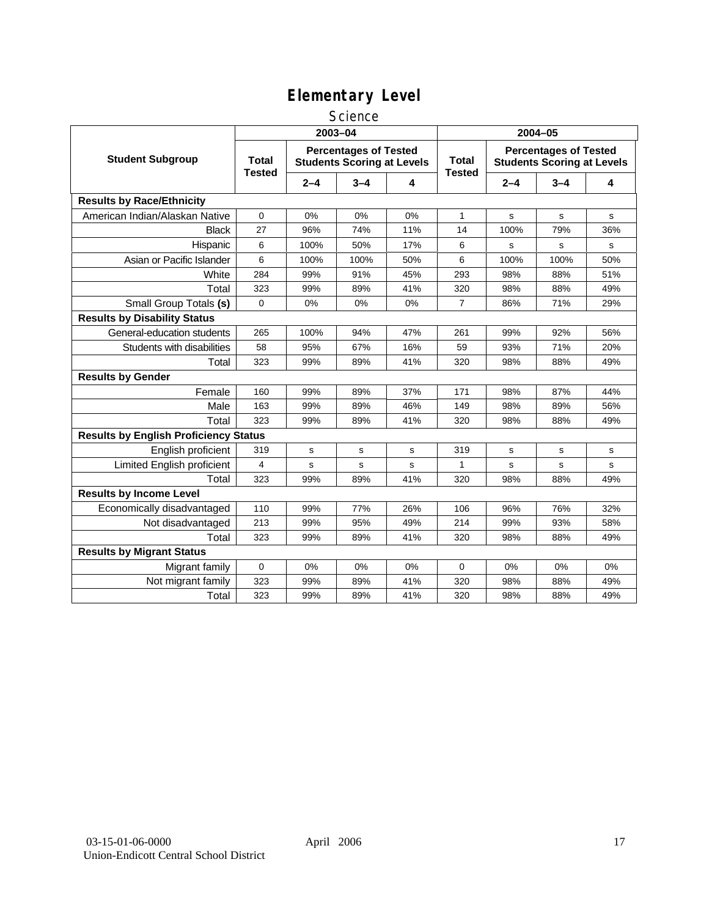# Elementary Level

## Science

| Student Subgroup | 2003–04 | | | | 2004–05 | | | |
|---|---|---|---|---|---|---|---|---|
| | Total Tested | Percentages of Tested Students Scoring at Levels | | | Total Tested | Percentages of Tested Students Scoring at Levels | | |
| | | 2–4 | 3–4 | 4 | | 2–4 | 3–4 | 4 |
| **Results by Race/Ethnicity** | | | | | | | | |
| American Indian/Alaskan Native | 0 | 0% | 0% | 0% | 1 | s | s | s |
| Black | 27 | 96% | 74% | 11% | 14 | 100% | 79% | 36% |
| Hispanic | 6 | 100% | 50% | 17% | 6 | s | s | s |
| Asian or Pacific Islander | 6 | 100% | 100% | 50% | 6 | 100% | 100% | 50% |
| White | 284 | 99% | 91% | 45% | 293 | 98% | 88% | 51% |
| Total | 323 | 99% | 89% | 41% | 320 | 98% | 88% | 49% |
| Small Group Totals **(s)** | 0 | 0% | 0% | 0% | 7 | 86% | 71% | 29% |
| **Results by Disability Status** | | | | | | | | |
| General-education students | 265 | 100% | 94% | 47% | 261 | 99% | 92% | 56% |
| Students with disabilities | 58 | 95% | 67% | 16% | 59 | 93% | 71% | 20% |
| Total | 323 | 99% | 89% | 41% | 320 | 98% | 88% | 49% |
| **Results by Gender** | | | | | | | | |
| Female | 160 | 99% | 89% | 37% | 171 | 98% | 87% | 44% |
| Male | 163 | 99% | 89% | 46% | 149 | 98% | 89% | 56% |
| Total | 323 | 99% | 89% | 41% | 320 | 98% | 88% | 49% |
| **Results by English Proficiency Status** | | | | | | | | |
| English proficient | 319 | s | s | s | 319 | s | s | s |
| Limited English proficient | 4 | s | s | s | 1 | s | s | s |
| Total | 323 | 99% | 89% | 41% | 320 | 98% | 88% | 49% |
| **Results by Income Level** | | | | | | | | |
| Economically disadvantaged | 110 | 99% | 77% | 26% | 106 | 96% | 76% | 32% |
| Not disadvantaged | 213 | 99% | 95% | 49% | 214 | 99% | 93% | 58% |
| Total | 323 | 99% | 89% | 41% | 320 | 98% | 88% | 49% |
| **Results by Migrant Status** | | | | | | | | |
| Migrant family | 0 | 0% | 0% | 0% | 0 | 0% | 0% | 0% |
| Not migrant family | 323 | 99% | 89% | 41% | 320 | 98% | 88% | 49% |
| Total | 323 | 99% | 89% | 41% | 320 | 98% | 88% | 49% |

03-15-01-06-0000
Union-Endicott Central School District

April 2006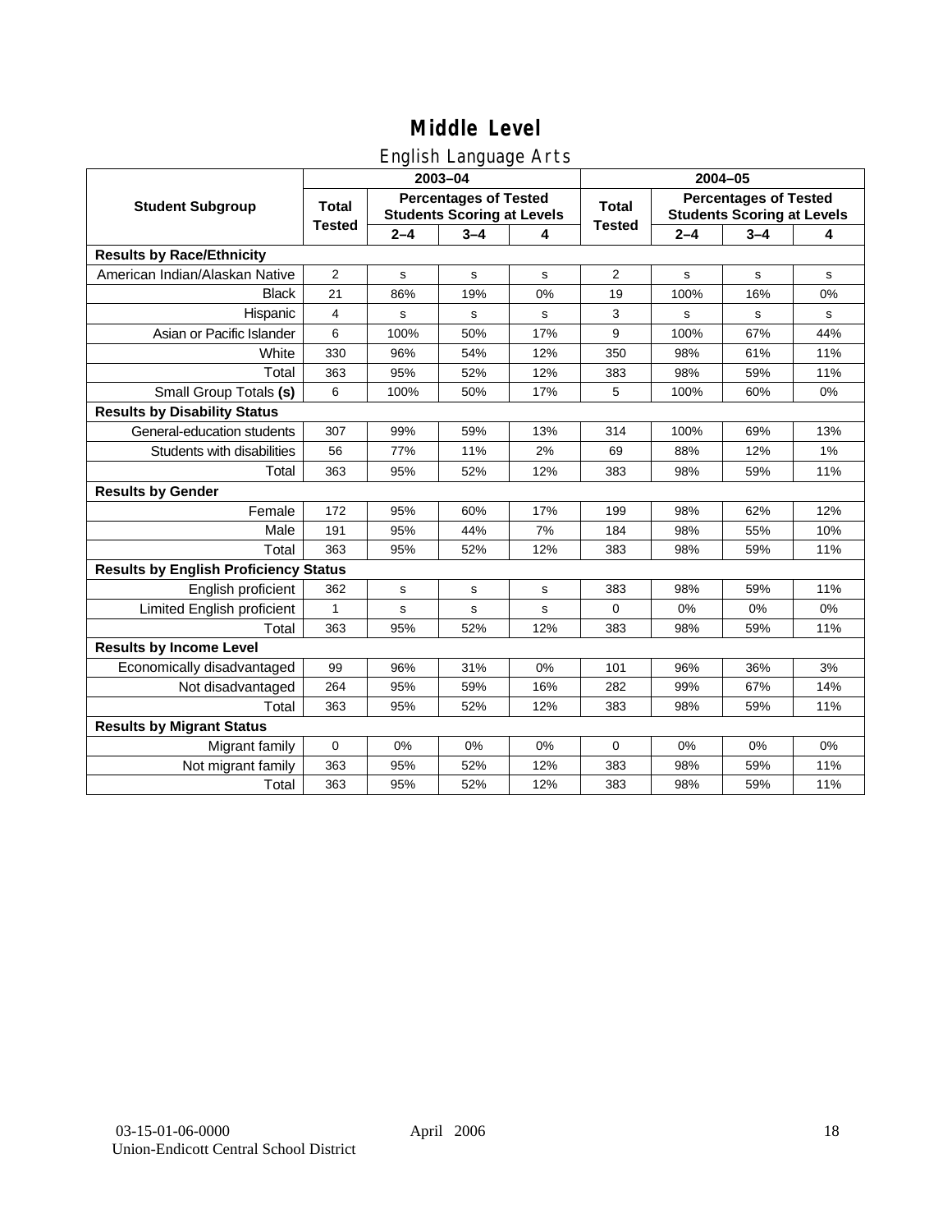# Middle Level

## English Language Arts

| Student Subgroup | 2003–04 | | | | 2004–05 | | | |
|---|---|---|---|---|---|---|---|---|
| | Total Tested | Percentages of Tested Students Scoring at Levels | | | Total Tested | Percentages of Tested Students Scoring at Levels | | |
| | | 2–4 | 3–4 | 4 | | 2–4 | 3–4 | 4 |
| **Results by Race/Ethnicity** | | | | | | | | |
| American Indian/Alaskan Native | 2 | s | s | s | 2 | s | s | s |
| Black | 21 | 86% | 19% | 0% | 19 | 100% | 16% | 0% |
| Hispanic | 4 | s | s | s | 3 | s | s | s |
| Asian or Pacific Islander | 6 | 100% | 50% | 17% | 9 | 100% | 67% | 44% |
| White | 330 | 96% | 54% | 12% | 350 | 98% | 61% | 11% |
| Total | 363 | 95% | 52% | 12% | 383 | 98% | 59% | 11% |
| Small Group Totals **(s)** | 6 | 100% | 50% | 17% | 5 | 100% | 60% | 0% |
| **Results by Disability Status** | | | | | | | | |
| General-education students | 307 | 99% | 59% | 13% | 314 | 100% | 69% | 13% |
| Students with disabilities | 56 | 77% | 11% | 2% | 69 | 88% | 12% | 1% |
| Total | 363 | 95% | 52% | 12% | 383 | 98% | 59% | 11% |
| **Results by Gender** | | | | | | | | |
| Female | 172 | 95% | 60% | 17% | 199 | 98% | 62% | 12% |
| Male | 191 | 95% | 44% | 7% | 184 | 98% | 55% | 10% |
| Total | 363 | 95% | 52% | 12% | 383 | 98% | 59% | 11% |
| **Results by English Proficiency Status** | | | | | | | | |
| English proficient | 362 | s | s | s | 383 | 98% | 59% | 11% |
| Limited English proficient | 1 | s | s | s | 0 | 0% | 0% | 0% |
| Total | 363 | 95% | 52% | 12% | 383 | 98% | 59% | 11% |
| **Results by Income Level** | | | | | | | | |
| Economically disadvantaged | 99 | 96% | 31% | 0% | 101 | 96% | 36% | 3% |
| Not disadvantaged | 264 | 95% | 59% | 16% | 282 | 99% | 67% | 14% |
| Total | 363 | 95% | 52% | 12% | 383 | 98% | 59% | 11% |
| **Results by Migrant Status** | | | | | | | | |
| Migrant family | 0 | 0% | 0% | 0% | 0 | 0% | 0% | 0% |
| Not migrant family | 363 | 95% | 52% | 12% | 383 | 98% | 59% | 11% |
| Total | 363 | 95% | 52% | 12% | 383 | 98% | 59% | 11% |

03-15-01-06-0000 April 2006
Union-Endicott Central School District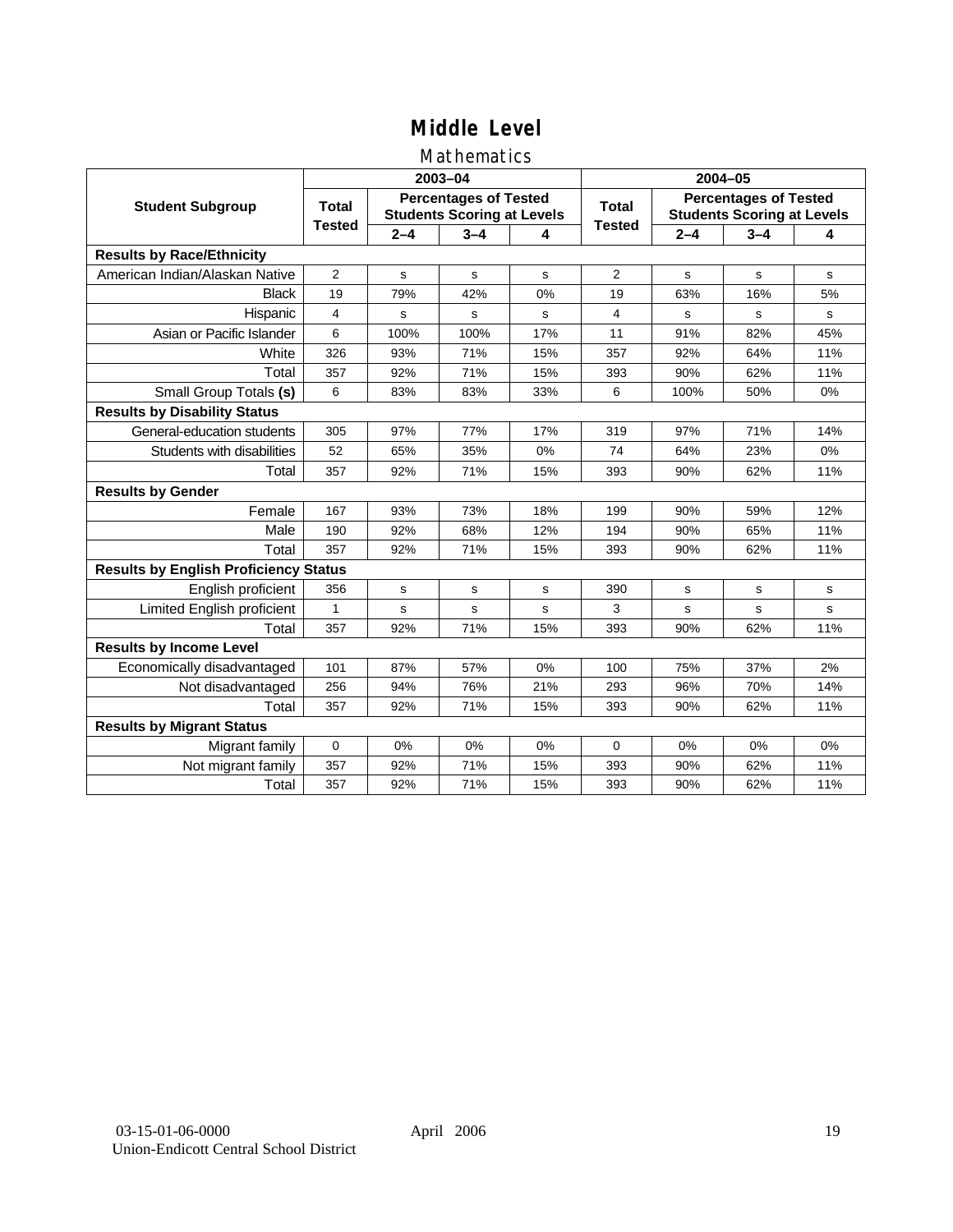# Middle Level

## Mathematics

| Student Subgroup | 2003–04 | | | | 2004–05 | | | |
|---|---|---|---|---|---|---|---|---|
| | Total Tested | Percentages of Tested Students Scoring at Levels | | | Total Tested | Percentages of Tested Students Scoring at Levels | | |
| | | 2–4 | 3–4 | 4 | | 2–4 | 3–4 | 4 |
| **Results by Race/Ethnicity** | | | | | | | | |
| American Indian/Alaskan Native | 2 | s | s | s | 2 | s | s | s |
| Black | 19 | 79% | 42% | 0% | 19 | 63% | 16% | 5% |
| Hispanic | 4 | s | s | s | 4 | s | s | s |
| Asian or Pacific Islander | 6 | 100% | 100% | 17% | 11 | 91% | 82% | 45% |
| White | 326 | 93% | 71% | 15% | 357 | 92% | 64% | 11% |
| Total | 357 | 92% | 71% | 15% | 393 | 90% | 62% | 11% |
| Small Group Totals **(s)** | 6 | 83% | 83% | 33% | 6 | 100% | 50% | 0% |
| **Results by Disability Status** | | | | | | | | |
| General-education students | 305 | 97% | 77% | 17% | 319 | 97% | 71% | 14% |
| Students with disabilities | 52 | 65% | 35% | 0% | 74 | 64% | 23% | 0% |
| Total | 357 | 92% | 71% | 15% | 393 | 90% | 62% | 11% |
| **Results by Gender** | | | | | | | | |
| Female | 167 | 93% | 73% | 18% | 199 | 90% | 59% | 12% |
| Male | 190 | 92% | 68% | 12% | 194 | 90% | 65% | 11% |
| Total | 357 | 92% | 71% | 15% | 393 | 90% | 62% | 11% |
| **Results by English Proficiency Status** | | | | | | | | |
| English proficient | 356 | s | s | s | 390 | s | s | s |
| Limited English proficient | 1 | s | s | s | 3 | s | s | s |
| Total | 357 | 92% | 71% | 15% | 393 | 90% | 62% | 11% |
| **Results by Income Level** | | | | | | | | |
| Economically disadvantaged | 101 | 87% | 57% | 0% | 100 | 75% | 37% | 2% |
| Not disadvantaged | 256 | 94% | 76% | 21% | 293 | 96% | 70% | 14% |
| Total | 357 | 92% | 71% | 15% | 393 | 90% | 62% | 11% |
| **Results by Migrant Status** | | | | | | | | |
| Migrant family | 0 | 0% | 0% | 0% | 0 | 0% | 0% | 0% |
| Not migrant family | 357 | 92% | 71% | 15% | 393 | 90% | 62% | 11% |
| Total | 357 | 92% | 71% | 15% | 393 | 90% | 62% | 11% |

03-15-01-06-0000 April 2006
Union-Endicott Central School District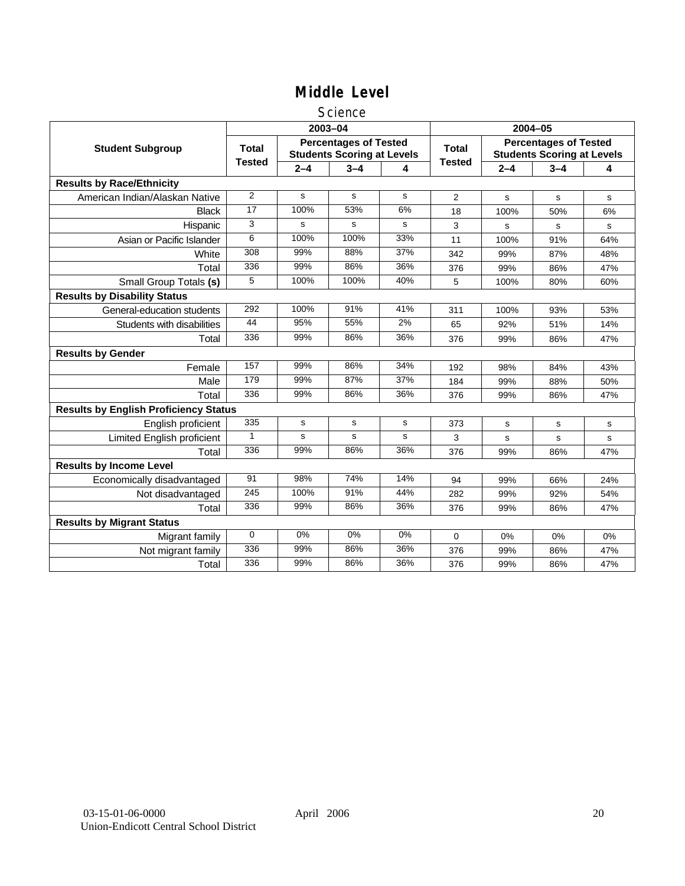# Middle Level

## Science

| Student Subgroup | 2003–04 | | | | 2004–05 | | | |
|---|---|---|---|---|---|---|---|---|
| | Total Tested | Percentages of Tested Students Scoring at Levels | | | Total Tested | Percentages of Tested Students Scoring at Levels | | |
| | | 2–4 | 3–4 | 4 | | 2–4 | 3–4 | 4 |
| **Results by Race/Ethnicity** | | | | | | | | |
| American Indian/Alaskan Native | 2 | s | s | s | 2 | s | s | s |
| Black | 17 | 100% | 53% | 6% | 18 | 100% | 50% | 6% |
| Hispanic | 3 | s | s | s | 3 | s | s | s |
| Asian or Pacific Islander | 6 | 100% | 100% | 33% | 11 | 100% | 91% | 64% |
| White | 308 | 99% | 88% | 37% | 342 | 99% | 87% | 48% |
| Total | 336 | 99% | 86% | 36% | 376 | 99% | 86% | 47% |
| Small Group Totals **(s)** | 5 | 100% | 100% | 40% | 5 | 100% | 80% | 60% |
| **Results by Disability Status** | | | | | | | | |
| General-education students | 292 | 100% | 91% | 41% | 311 | 100% | 93% | 53% |
| Students with disabilities | 44 | 95% | 55% | 2% | 65 | 92% | 51% | 14% |
| Total | 336 | 99% | 86% | 36% | 376 | 99% | 86% | 47% |
| **Results by Gender** | | | | | | | | |
| Female | 157 | 99% | 86% | 34% | 192 | 98% | 84% | 43% |
| Male | 179 | 99% | 87% | 37% | 184 | 99% | 88% | 50% |
| Total | 336 | 99% | 86% | 36% | 376 | 99% | 86% | 47% |
| **Results by English Proficiency Status** | | | | | | | | |
| English proficient | 335 | s | s | s | 373 | s | s | s |
| Limited English proficient | 1 | s | s | s | 3 | s | s | s |
| Total | 336 | 99% | 86% | 36% | 376 | 99% | 86% | 47% |
| **Results by Income Level** | | | | | | | | |
| Economically disadvantaged | 91 | 98% | 74% | 14% | 94 | 99% | 66% | 24% |
| Not disadvantaged | 245 | 100% | 91% | 44% | 282 | 99% | 92% | 54% |
| Total | 336 | 99% | 86% | 36% | 376 | 99% | 86% | 47% |
| **Results by Migrant Status** | | | | | | | | |
| Migrant family | 0 | 0% | 0% | 0% | 0 | 0% | 0% | 0% |
| Not migrant family | 336 | 99% | 86% | 36% | 376 | 99% | 86% | 47% |
| Total | 336 | 99% | 86% | 36% | 376 | 99% | 86% | 47% |

03-15-01-06-0000
Union-Endicott Central School District

April 2006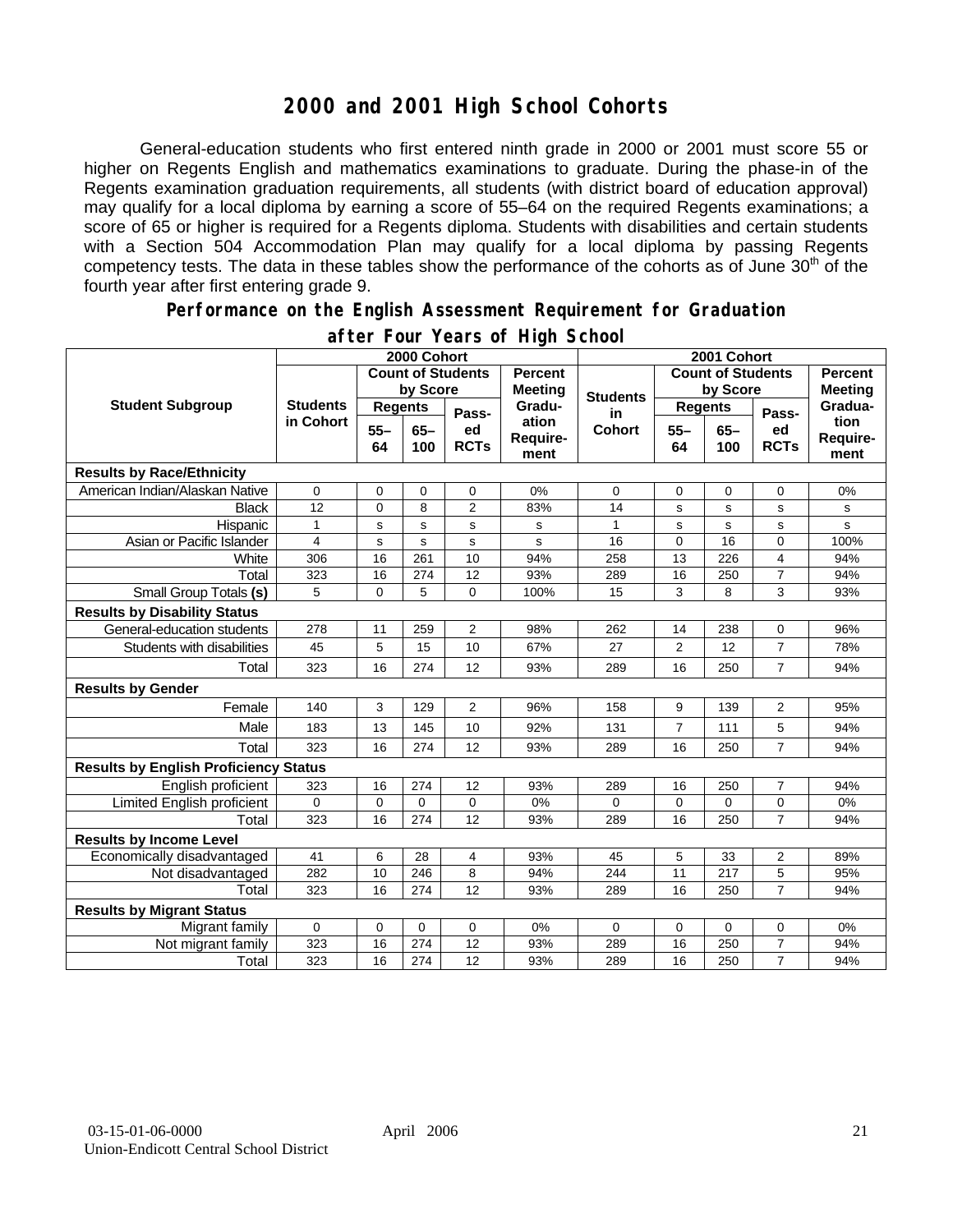# 2000 and 2001 High School Cohorts

General-education students who first entered ninth grade in 2000 or 2001 must score 55 or higher on Regents English and mathematics examinations to graduate. During the phase-in of the Regents examination graduation requirements, all students (with district board of education approval) may qualify for a local diploma by earning a score of 55–64 on the required Regents examinations; a score of 65 or higher is required for a Regents diploma. Students with disabilities and certain students with a Section 504 Accommodation Plan may qualify for a local diploma by passing Regents competency tests. The data in these tables show the performance of the cohorts as of June 30th of the fourth year after first entering grade 9.

## Performance on the English Assessment Requirement for Graduation after Four Years of High School

| Student Subgroup | 2000 Cohort | | | | | 2001 Cohort | | | | |
|---|---|---|---|---|---|---|---|---|---|---|
| | Students in Cohort | Count of Students by Score | | | Percent Meeting Graduation Requirement | Students in Cohort | Count of Students by Score | | | Percent Meeting Graduation Requirement |
| | | Regents 55–64 | Regents 65–100 | Passed RCTs | | | Regents 55–64 | Regents 65–100 | Passed RCTs | |
| **Results by Race/Ethnicity** | | | | | | | | | | |
| American Indian/Alaskan Native | 0 | 0 | 0 | 0 | 0% | 0 | 0 | 0 | 0 | 0% |
| Black | 12 | 0 | 8 | 2 | 83% | 14 | s | s | s | s |
| Hispanic | 1 | s | s | s | s | 1 | s | s | s | s |
| Asian or Pacific Islander | 4 | s | s | s | s | 16 | 0 | 16 | 0 | 100% |
| White | 306 | 16 | 261 | 10 | 94% | 258 | 13 | 226 | 4 | 94% |
| Total | 323 | 16 | 274 | 12 | 93% | 289 | 16 | 250 | 7 | 94% |
| Small Group Totals **(s)** | 5 | 0 | 5 | 0 | 100% | 15 | 3 | 8 | 3 | 93% |
| **Results by Disability Status** | | | | | | | | | | |
| General-education students | 278 | 11 | 259 | 2 | 98% | 262 | 14 | 238 | 0 | 96% |
| Students with disabilities | 45 | 5 | 15 | 10 | 67% | 27 | 2 | 12 | 7 | 78% |
| Total | 323 | 16 | 274 | 12 | 93% | 289 | 16 | 250 | 7 | 94% |
| **Results by Gender** | | | | | | | | | | |
| Female | 140 | 3 | 129 | 2 | 96% | 158 | 9 | 139 | 2 | 95% |
| Male | 183 | 13 | 145 | 10 | 92% | 131 | 7 | 111 | 5 | 94% |
| Total | 323 | 16 | 274 | 12 | 93% | 289 | 16 | 250 | 7 | 94% |
| **Results by English Proficiency Status** | | | | | | | | | | |
| English proficient | 323 | 16 | 274 | 12 | 93% | 289 | 16 | 250 | 7 | 94% |
| Limited English proficient | 0 | 0 | 0 | 0 | 0% | 0 | 0 | 0 | 0 | 0% |
| Total | 323 | 16 | 274 | 12 | 93% | 289 | 16 | 250 | 7 | 94% |
| **Results by Income Level** | | | | | | | | | | |
| Economically disadvantaged | 41 | 6 | 28 | 4 | 93% | 45 | 5 | 33 | 2 | 89% |
| Not disadvantaged | 282 | 10 | 246 | 8 | 94% | 244 | 11 | 217 | 5 | 95% |
| Total | 323 | 16 | 274 | 12 | 93% | 289 | 16 | 250 | 7 | 94% |
| **Results by Migrant Status** | | | | | | | | | | |
| Migrant family | 0 | 0 | 0 | 0 | 0% | 0 | 0 | 0 | 0 | 0% |
| Not migrant family | 323 | 16 | 274 | 12 | 93% | 289 | 16 | 250 | 7 | 94% |
| Total | 323 | 16 | 274 | 12 | 93% | 289 | 16 | 250 | 7 | 94% |

03-15-01-06-0000 April 2006
Union-Endicott Central School District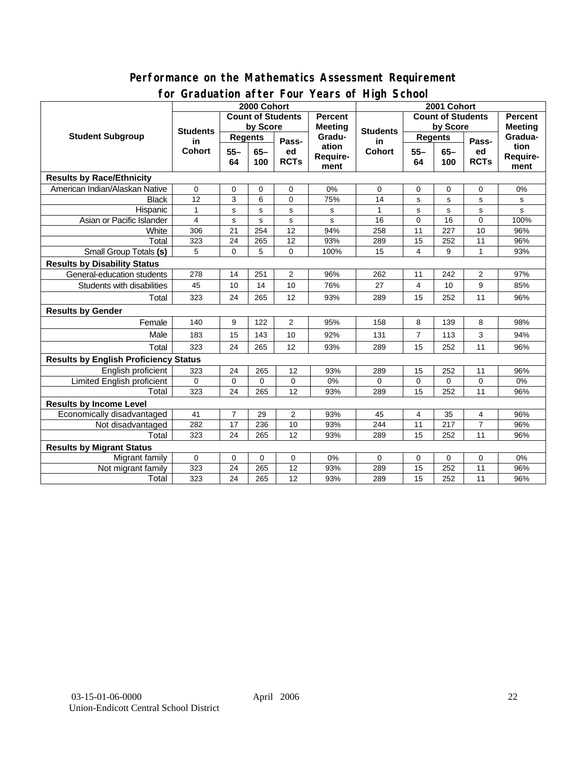## Performance on the Mathematics Assessment Requirement for Graduation after Four Years of High School

| Student Subgroup | 2000 Cohort | | | | | 2001 Cohort | | | | |
|---|---|---|---|---|---|---|---|---|---|---|
| | Students in Cohort | Count of Students by Score | | | Percent Meeting Graduation Requirement | Students in Cohort | Count of Students by Score | | | Percent Meeting Graduation Requirement |
| | | Regents 55–64 | Regents 65–100 | Passed RCTs | | | Regents 55–64 | Regents 65–100 | Passed RCTs | |
| **Results by Race/Ethnicity** | | | | | | | | | | |
| American Indian/Alaskan Native | 0 | 0 | 0 | 0 | 0% | 0 | 0 | 0 | 0 | 0% |
| Black | 12 | 3 | 6 | 0 | 75% | 14 | s | s | s | s |
| Hispanic | 1 | s | s | s | s | 1 | s | s | s | s |
| Asian or Pacific Islander | 4 | s | s | s | s | 16 | 0 | 16 | 0 | 100% |
| White | 306 | 21 | 254 | 12 | 94% | 258 | 11 | 227 | 10 | 96% |
| Total | 323 | 24 | 265 | 12 | 93% | 289 | 15 | 252 | 11 | 96% |
| Small Group Totals **(s)** | 5 | 0 | 5 | 0 | 100% | 15 | 4 | 9 | 1 | 93% |
| **Results by Disability Status** | | | | | | | | | | |
| General-education students | 278 | 14 | 251 | 2 | 96% | 262 | 11 | 242 | 2 | 97% |
| Students with disabilities | 45 | 10 | 14 | 10 | 76% | 27 | 4 | 10 | 9 | 85% |
| Total | 323 | 24 | 265 | 12 | 93% | 289 | 15 | 252 | 11 | 96% |
| **Results by Gender** | | | | | | | | | | |
| Female | 140 | 9 | 122 | 2 | 95% | 158 | 8 | 139 | 8 | 98% |
| Male | 183 | 15 | 143 | 10 | 92% | 131 | 7 | 113 | 3 | 94% |
| Total | 323 | 24 | 265 | 12 | 93% | 289 | 15 | 252 | 11 | 96% |
| **Results by English Proficiency Status** | | | | | | | | | | |
| English proficient | 323 | 24 | 265 | 12 | 93% | 289 | 15 | 252 | 11 | 96% |
| Limited English proficient | 0 | 0 | 0 | 0 | 0% | 0 | 0 | 0 | 0 | 0% |
| Total | 323 | 24 | 265 | 12 | 93% | 289 | 15 | 252 | 11 | 96% |
| **Results by Income Level** | | | | | | | | | | |
| Economically disadvantaged | 41 | 7 | 29 | 2 | 93% | 45 | 4 | 35 | 4 | 96% |
| Not disadvantaged | 282 | 17 | 236 | 10 | 93% | 244 | 11 | 217 | 7 | 96% |
| Total | 323 | 24 | 265 | 12 | 93% | 289 | 15 | 252 | 11 | 96% |
| **Results by Migrant Status** | | | | | | | | | | |
| Migrant family | 0 | 0 | 0 | 0 | 0% | 0 | 0 | 0 | 0 | 0% |
| Not migrant family | 323 | 24 | 265 | 12 | 93% | 289 | 15 | 252 | 11 | 96% |
| Total | 323 | 24 | 265 | 12 | 93% | 289 | 15 | 252 | 11 | 96% |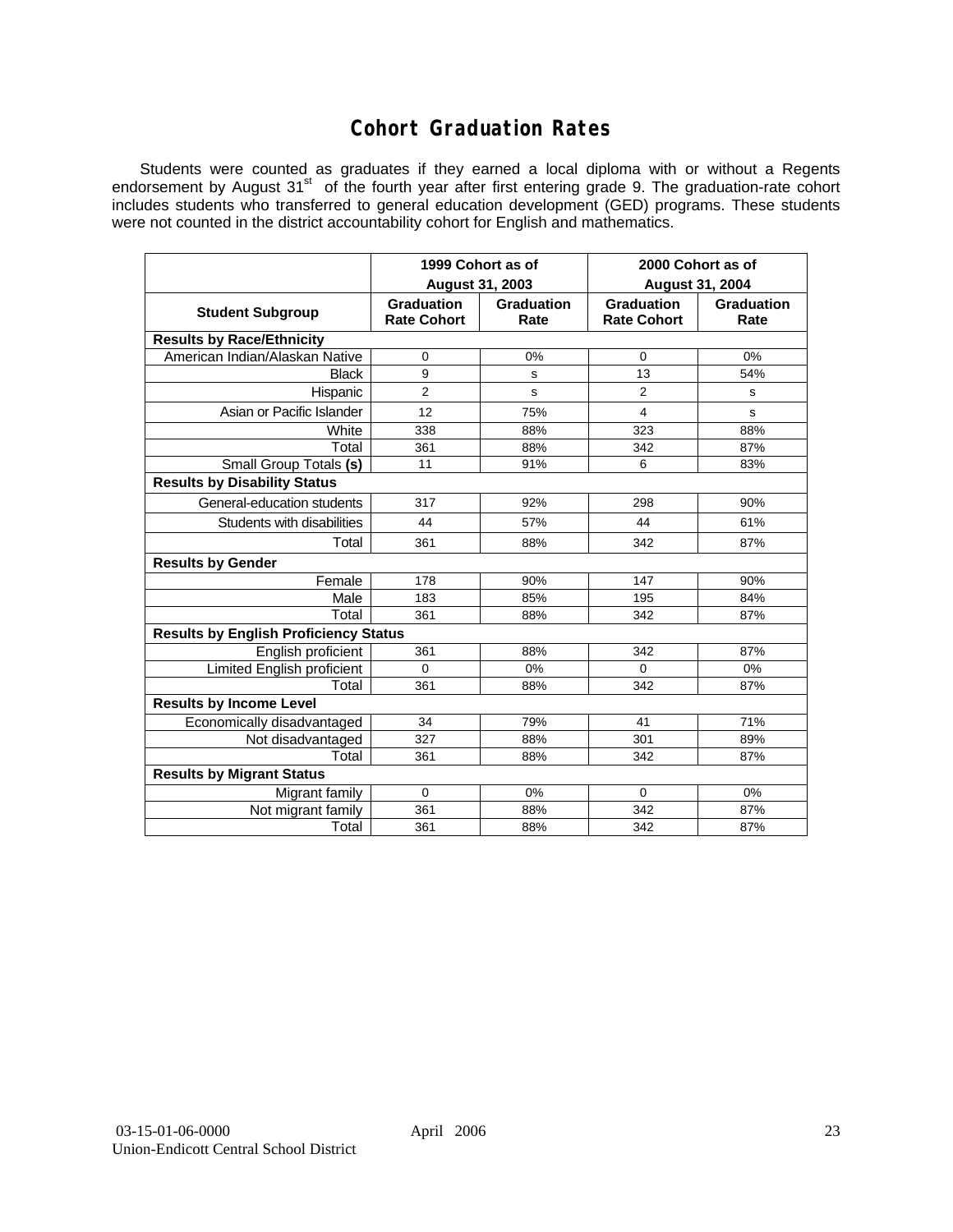# Cohort Graduation Rates

Students were counted as graduates if they earned a local diploma with or without a Regents endorsement by August 31st of the fourth year after first entering grade 9. The graduation-rate cohort includes students who transferred to general education development (GED) programs. These students were not counted in the district accountability cohort for English and mathematics.

| | 1999 Cohort as of August 31, 2003 | | 2000 Cohort as of August 31, 2004 | |
|---|---|---|---|---|
| **Student Subgroup** | **Graduation Rate Cohort** | **Graduation Rate** | **Graduation Rate Cohort** | **Graduation Rate** |
| **Results by Race/Ethnicity** | | | | |
| American Indian/Alaskan Native | 0 | 0% | 0 | 0% |
| Black | 9 | s | 13 | 54% |
| Hispanic | 2 | s | 2 | s |
| Asian or Pacific Islander | 12 | 75% | 4 | s |
| White | 338 | 88% | 323 | 88% |
| Total | 361 | 88% | 342 | 87% |
| Small Group Totals **(s)** | 11 | 91% | 6 | 83% |
| **Results by Disability Status** | | | | |
| General-education students | 317 | 92% | 298 | 90% |
| Students with disabilities | 44 | 57% | 44 | 61% |
| Total | 361 | 88% | 342 | 87% |
| **Results by Gender** | | | | |
| Female | 178 | 90% | 147 | 90% |
| Male | 183 | 85% | 195 | 84% |
| Total | 361 | 88% | 342 | 87% |
| **Results by English Proficiency Status** | | | | |
| English proficient | 361 | 88% | 342 | 87% |
| Limited English proficient | 0 | 0% | 0 | 0% |
| Total | 361 | 88% | 342 | 87% |
| **Results by Income Level** | | | | |
| Economically disadvantaged | 34 | 79% | 41 | 71% |
| Not disadvantaged | 327 | 88% | 301 | 89% |
| Total | 361 | 88% | 342 | 87% |
| **Results by Migrant Status** | | | | |
| Migrant family | 0 | 0% | 0 | 0% |
| Not migrant family | 361 | 88% | 342 | 87% |
| Total | 361 | 88% | 342 | 87% |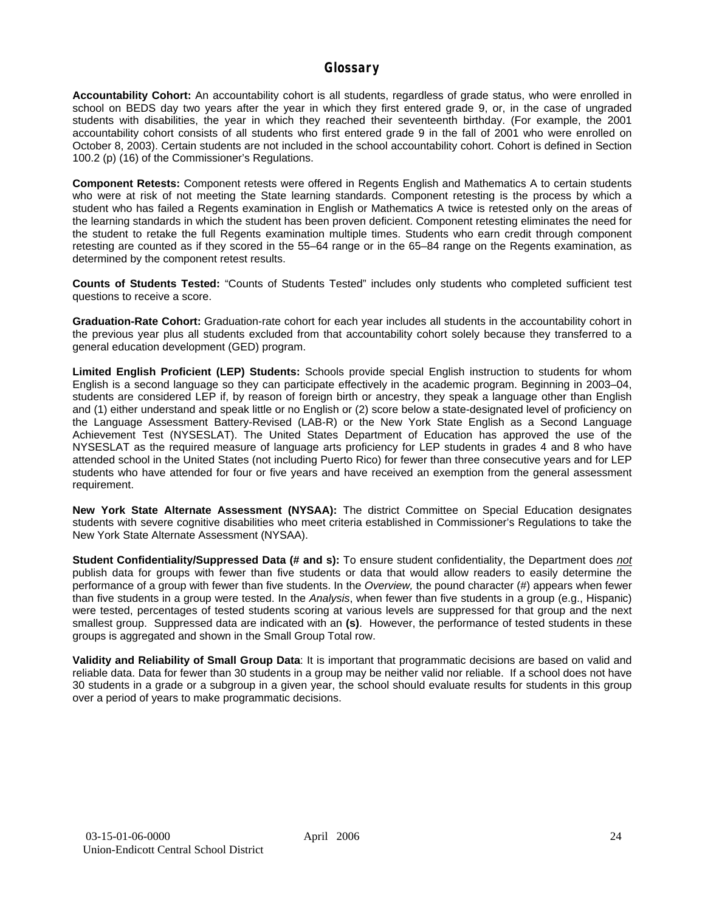# Glossary

**Accountability Cohort:** An accountability cohort is all students, regardless of grade status, who were enrolled in school on BEDS day two years after the year in which they first entered grade 9, or, in the case of ungraded students with disabilities, the year in which they reached their seventeenth birthday. (For example, the 2001 accountability cohort consists of all students who first entered grade 9 in the fall of 2001 who were enrolled on October 8, 2003). Certain students are not included in the school accountability cohort. Cohort is defined in Section 100.2 (p) (16) of the Commissioner's Regulations.

**Component Retests:** Component retests were offered in Regents English and Mathematics A to certain students who were at risk of not meeting the State learning standards. Component retesting is the process by which a student who has failed a Regents examination in English or Mathematics A twice is retested only on the areas of the learning standards in which the student has been proven deficient. Component retesting eliminates the need for the student to retake the full Regents examination multiple times. Students who earn credit through component retesting are counted as if they scored in the 55–64 range or in the 65–84 range on the Regents examination, as determined by the component retest results.

**Counts of Students Tested:** "Counts of Students Tested" includes only students who completed sufficient test questions to receive a score.

**Graduation-Rate Cohort:** Graduation-rate cohort for each year includes all students in the accountability cohort in the previous year plus all students excluded from that accountability cohort solely because they transferred to a general education development (GED) program.

**Limited English Proficient (LEP) Students:** Schools provide special English instruction to students for whom English is a second language so they can participate effectively in the academic program. Beginning in 2003–04, students are considered LEP if, by reason of foreign birth or ancestry, they speak a language other than English and (1) either understand and speak little or no English or (2) score below a state-designated level of proficiency on the Language Assessment Battery-Revised (LAB-R) or the New York State English as a Second Language Achievement Test (NYSESLAT). The United States Department of Education has approved the use of the NYSESLAT as the required measure of language arts proficiency for LEP students in grades 4 and 8 who have attended school in the United States (not including Puerto Rico) for fewer than three consecutive years and for LEP students who have attended for four or five years and have received an exemption from the general assessment requirement.

**New York State Alternate Assessment (NYSAA):** The district Committee on Special Education designates students with severe cognitive disabilities who meet criteria established in Commissioner's Regulations to take the New York State Alternate Assessment (NYSAA).

**Student Confidentiality/Suppressed Data (# and s):** To ensure student confidentiality, the Department does _not_ publish data for groups with fewer than five students or data that would allow readers to easily determine the performance of a group with fewer than five students. In the *Overview,* the pound character (#) appears when fewer than five students in a group were tested. In the *Analysis*, when fewer than five students in a group (e.g., Hispanic) were tested, percentages of tested students scoring at various levels are suppressed for that group and the next smallest group. Suppressed data are indicated with an **(s)**. However, the performance of tested students in these groups is aggregated and shown in the Small Group Total row.

**Validity and Reliability of Small Group Data**: It is important that programmatic decisions are based on valid and reliable data. Data for fewer than 30 students in a group may be neither valid nor reliable. If a school does not have 30 students in a grade or a subgroup in a given year, the school should evaluate results for students in this group over a period of years to make programmatic decisions.